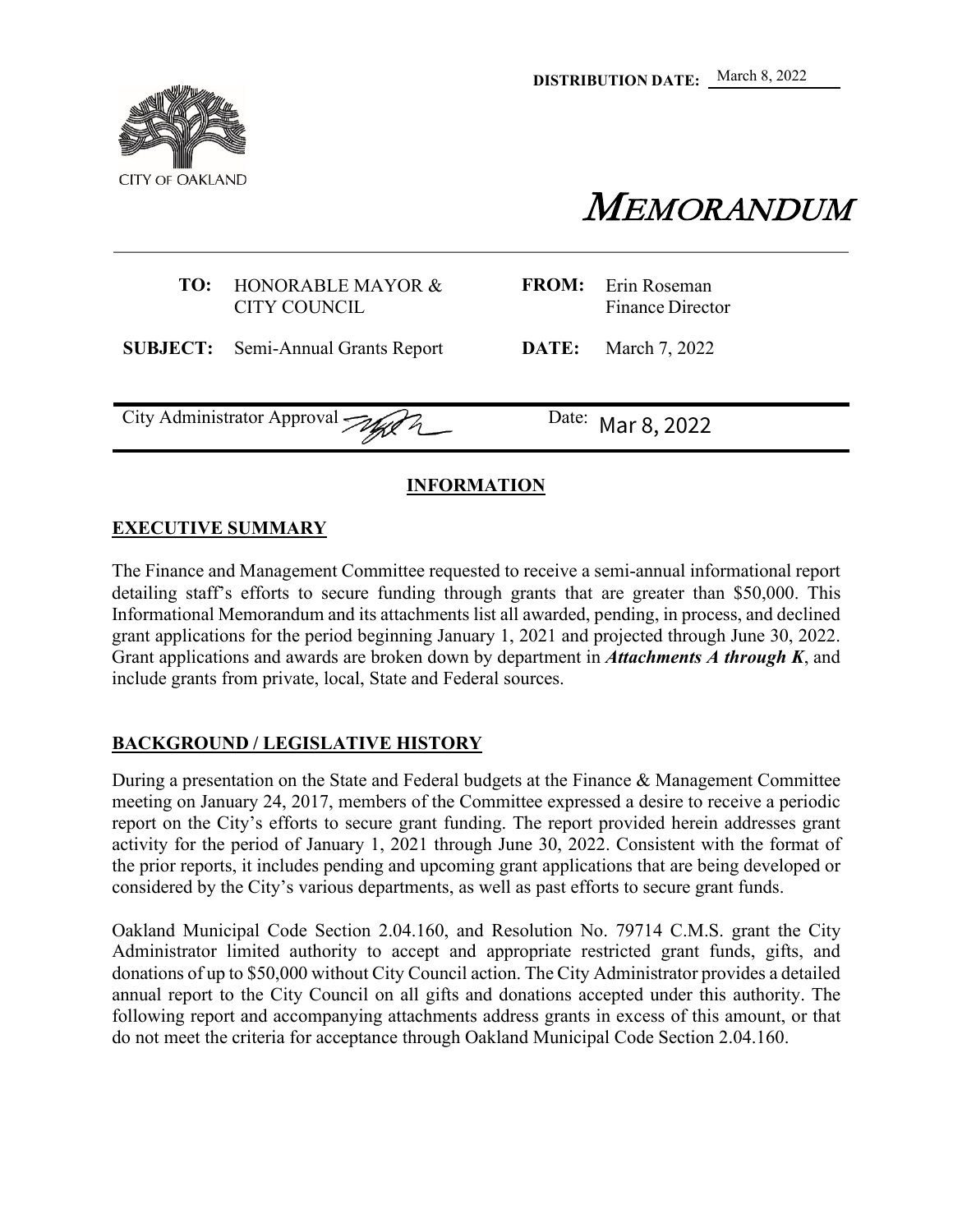**DISTRIBUTION DATE:** March 8, 2022

CITY OF OAKLAND

# MEMORANDUM

| | | | |
|---|---|---|---|
| **TO:** | HONORABLE MAYOR & CITY COUNCIL | **FROM:** | Erin Roseman Finance Director |
| **SUBJECT:** | Semi-Annual Grants Report | **DATE:** | March 7, 2022 |

City Administrator Approval &nbsp;&nbsp;&nbsp;&nbsp; Date: Mar 8, 2022

## INFORMATION

### EXECUTIVE SUMMARY

The Finance and Management Committee requested to receive a semi-annual informational report detailing staff's efforts to secure funding through grants that are greater than $50,000. This Informational Memorandum and its attachments list all awarded, pending, in process, and declined grant applications for the period beginning January 1, 2021 and projected through June 30, 2022. Grant applications and awards are broken down by department in ***Attachments A through K***, and include grants from private, local, State and Federal sources.

### BACKGROUND / LEGISLATIVE HISTORY

During a presentation on the State and Federal budgets at the Finance & Management Committee meeting on January 24, 2017, members of the Committee expressed a desire to receive a periodic report on the City's efforts to secure grant funding. The report provided herein addresses grant activity for the period of January 1, 2021 through June 30, 2022. Consistent with the format of the prior reports, it includes pending and upcoming grant applications that are being developed or considered by the City's various departments, as well as past efforts to secure grant funds.

Oakland Municipal Code Section 2.04.160, and Resolution No. 79714 C.M.S. grant the City Administrator limited authority to accept and appropriate restricted grant funds, gifts, and donations of up to $50,000 without City Council action. The City Administrator provides a detailed annual report to the City Council on all gifts and donations accepted under this authority. The following report and accompanying attachments address grants in excess of this amount, or that do not meet the criteria for acceptance through Oakland Municipal Code Section 2.04.160.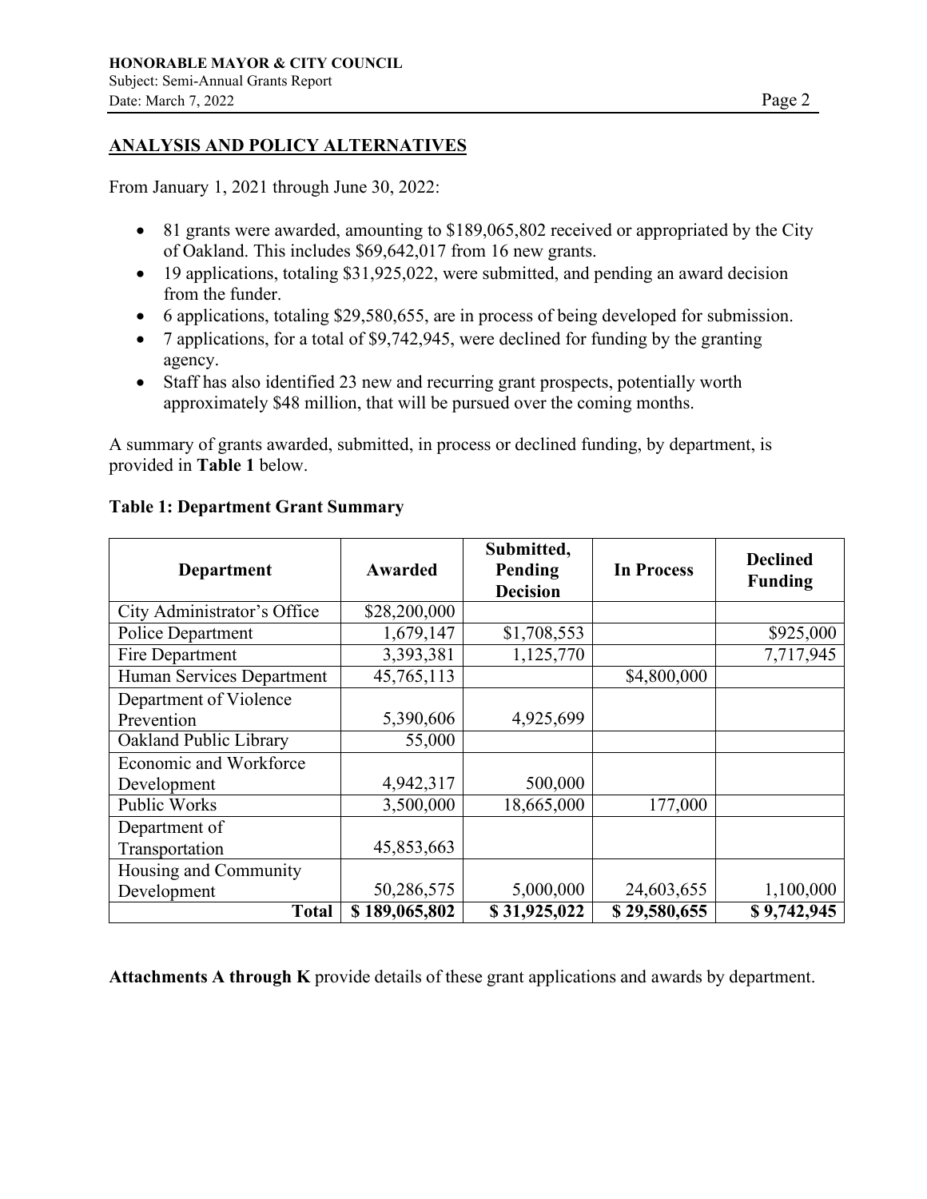## ANALYSIS AND POLICY ALTERNATIVES

From January 1, 2021 through June 30, 2022:

- 81 grants were awarded, amounting to $189,065,802 received or appropriated by the City of Oakland. This includes $69,642,017 from 16 new grants.
- 19 applications, totaling $31,925,022, were submitted, and pending an award decision from the funder.
- 6 applications, totaling $29,580,655, are in process of being developed for submission.
- 7 applications, for a total of $9,742,945, were declined for funding by the granting agency.
- Staff has also identified 23 new and recurring grant prospects, potentially worth approximately $48 million, that will be pursued over the coming months.

A summary of grants awarded, submitted, in process or declined funding, by department, is provided in **Table 1** below.

**Table 1: Department Grant Summary**

| Department | Awarded | Submitted, Pending Decision | In Process | Declined Funding |
|---|---|---|---|---|
| City Administrator's Office | $28,200,000 | | | |
| Police Department | 1,679,147 | $1,708,553 | | $925,000 |
| Fire Department | 3,393,381 | 1,125,770 | | 7,717,945 |
| Human Services Department | 45,765,113 | | $4,800,000 | |
| Department of Violence Prevention | 5,390,606 | 4,925,699 | | |
| Oakland Public Library | 55,000 | | | |
| Economic and Workforce Development | 4,942,317 | 500,000 | | |
| Public Works | 3,500,000 | 18,665,000 | 177,000 | |
| Department of Transportation | 45,853,663 | | | |
| Housing and Community Development | 50,286,575 | 5,000,000 | 24,603,655 | 1,100,000 |
| **Total** | **$ 189,065,802** | **$ 31,925,022** | **$ 29,580,655** | **$ 9,742,945** |

**Attachments A through K** provide details of these grant applications and awards by department.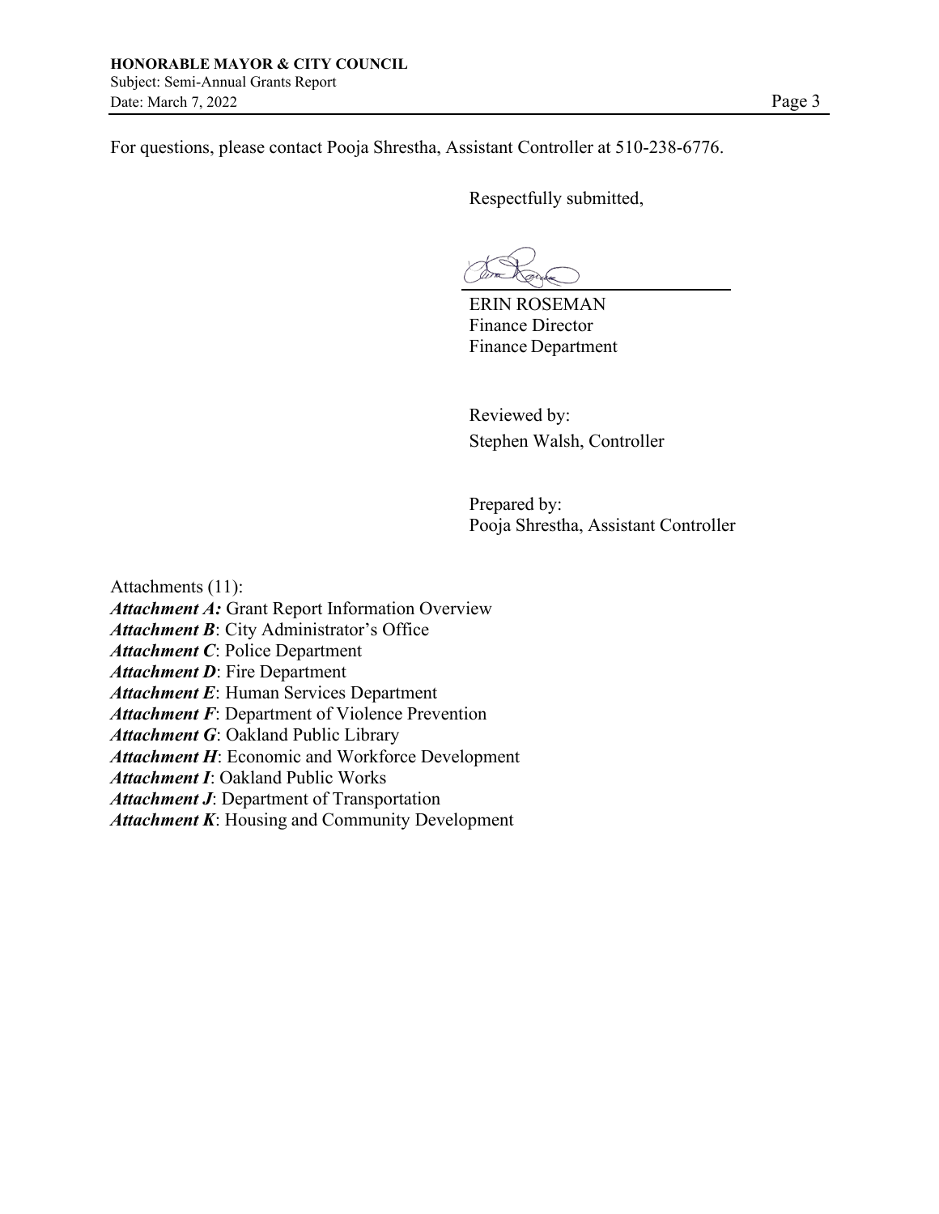For questions, please contact Pooja Shrestha, Assistant Controller at 510-238-6776.

Respectfully submitted,

ERIN ROSEMAN
Finance Director
Finance Department

Reviewed by:
Stephen Walsh, Controller

Prepared by:
Pooja Shrestha, Assistant Controller

Attachments (11):

***Attachment A:*** Grant Report Information Overview
***Attachment B***: City Administrator's Office
***Attachment C***: Police Department
***Attachment D***: Fire Department
***Attachment E***: Human Services Department
***Attachment F***: Department of Violence Prevention
***Attachment G***: Oakland Public Library
***Attachment H***: Economic and Workforce Development
***Attachment I***: Oakland Public Works
***Attachment J***: Department of Transportation
***Attachment K***: Housing and Community Development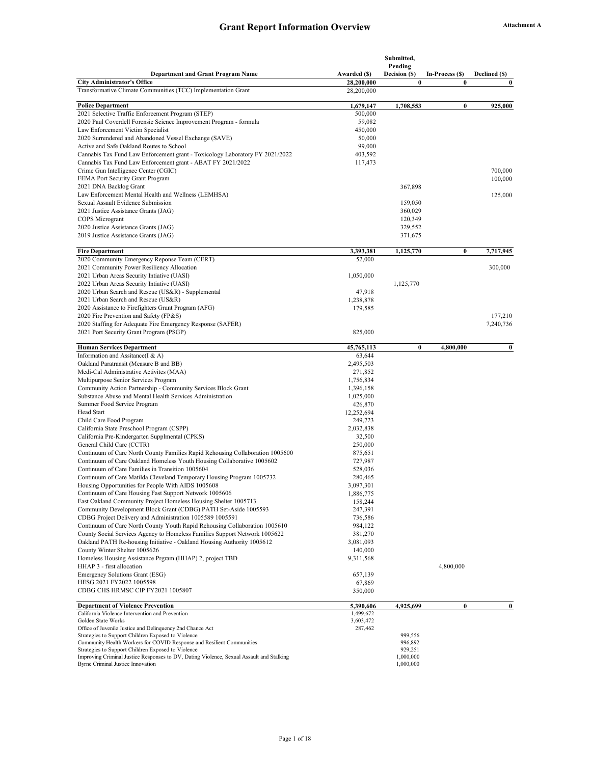# Grant Report Information Overview

Attachment A

| Department and Grant Program Name | Awarded ($) | Submitted, Pending Decision ($) | In-Process ($) | Declined ($) |
|---|---|---|---|---|
| **City Administrator's Office** | **28,200,000** | **0** | **0** | **0** |
| Transformative Climate Communities (TCC) Implementation Grant | 28,200,000 | | | |
| | | | | |
| **Police Department** | **1,679,147** | **1,708,553** | **0** | **925,000** |
| 2021 Selective Traffic Enforcement Program (STEP) | 500,000 | | | |
| 2020 Paul Coverdell Forensic Science Improvement Program - formula | 59,082 | | | |
| Law Enforcement Victim Specialist | 450,000 | | | |
| 2020 Surrendered and Abandoned Vessel Exchange (SAVE) | 50,000 | | | |
| Active and Safe Oakland Routes to School | 99,000 | | | |
| Cannabis Tax Fund Law Enforcement grant - Toxicology Laboratory FY 2021/2022 | 403,592 | | | |
| Cannabis Tax Fund Law Enforcement grant - ABAT FY 2021/2022 | 117,473 | | | |
| Crime Gun Intelligence Center (CGIC) | | | | 700,000 |
| FEMA Port Security Grant Program | | | | 100,000 |
| 2021 DNA Backlog Grant | | 367,898 | | |
| Law Enforcement Mental Health and Wellness (LEMHSA) | | | | 125,000 |
| Sexual Assault Evidence Submission | | 159,050 | | |
| 2021 Justice Assistance Grants (JAG) | | 360,029 | | |
| COPS Microgrant | | 120,349 | | |
| 2020 Justice Assistance Grants (JAG) | | 329,552 | | |
| 2019 Justice Assistance Grants (JAG) | | 371,675 | | |
| | | | | |
| **Fire Department** | **3,393,381** | **1,125,770** | **0** | **7,717,945** |
| 2020 Community Emergency Reponse Team (CERT) | 52,000 | | | |
| 2021 Community Power Resiliency Allocation | | | | 300,000 |
| 2021 Urban Areas Security Intiative (UASI) | 1,050,000 | | | |
| 2022 Urban Areas Security Intiative (UASI) | | 1,125,770 | | |
| 2020 Urban Search and Rescue (US&R) - Supplemental | 47,918 | | | |
| 2021 Urban Search and Rescue (US&R) | 1,238,878 | | | |
| 2020 Assistance to Firefighters Grant Program (AFG) | 179,585 | | | |
| 2020 Fire Prevention and Safety (FP&S) | | | | 177,210 |
| 2020 Staffing for Adequate Fire Emergency Response (SAFER) | | | | 7,240,736 |
| 2021 Port Security Grant Program (PSGP) | 825,000 | | | |
| | | | | |
| **Human Services Department** | **45,765,113** | **0** | **4,800,000** | **0** |
| Information and Assitance(I & A) | 63,644 | | | |
| Oakland Paratransit (Measure B and BB) | 2,495,503 | | | |
| Medi-Cal Administrative Activites (MAA) | 271,852 | | | |
| Multipurpose Senior Services Program | 1,756,834 | | | |
| Community Action Partnership - Community Services Block Grant | 1,396,158 | | | |
| Substance Abuse and Mental Health Services Administration | 1,025,000 | | | |
| Summer Food Service Program | 426,870 | | | |
| Head Start | 12,252,694 | | | |
| Child Care Food Program | 249,723 | | | |
| California State Preschool Program (CSPP) | 2,032,838 | | | |
| California Pre-Kindergarten Supplmental (CPKS) | 32,500 | | | |
| General Child Care (CCTR) | 250,000 | | | |
| Continuum of Care North County Families Rapid Rehousing Collaboration 1005600 | 875,651 | | | |
| Continuum of Care Oakland Homeless Youth Housing Collaborative 1005602 | 727,987 | | | |
| Continuum of Care Families in Transition 1005604 | 528,036 | | | |
| Continuum of Care Matilda Cleveland Temporary Housing Program 1005732 | 280,465 | | | |
| Housing Opportunities for People With AIDS 1005608 | 3,097,301 | | | |
| Continuum of Care Housing Fast Support Network 1005606 | 1,886,775 | | | |
| East Oakland Community Project Homeless Housing Shelter 1005713 | 158,244 | | | |
| Community Development Block Grant (CDBG) PATH Set-Aside 1005593 | 247,391 | | | |
| CDBG Project Delivery and Administration 1005589 1005591 | 736,586 | | | |
| Continuum of Care North County Youth Rapid Rehousing Collaboration 1005610 | 984,122 | | | |
| County Social Services Agency to Homeless Families Support Network 1005622 | 381,270 | | | |
| Oakland PATH Re-housing Initiative - Oakland Housing Authority 1005612 | 3,081,093 | | | |
| County Winter Shelter 1005626 | 140,000 | | | |
| Homeless Housing Assistance Prgram (HHAP) 2, project TBD | 9,311,568 | | | |
| HHAP 3 - first allocation | | | 4,800,000 | |
| Emergency Solutions Grant (ESG) | 657,139 | | | |
| HESG 2021 FY2022 1005598 | 67,869 | | | |
| CDBG CHS HRMSC CIP FY2021 1005807 | 350,000 | | | |
| | | | | |
| **Department of Violence Prevention** | **5,390,606** | **4,925,699** | **0** | **0** |
| California Violence Intervention and Prevention | 1,499,672 | | | |
| Golden State Works | 3,603,472 | | | |
| Office of Juvenile Justice and Delinquency 2nd Chance Act | 287,462 | | | |
| Strategies to Support Children Exposed to Violence | | 999,556 | | |
| Community Health Workers for COVID Response and Resilient Communities | | 996,892 | | |
| Strategies to Support Children Exposed to Violence | | 929,251 | | |
| Improving Criminal Justice Responses to DV, Dating Violence, Sexual Assault and Stalking | | 1,000,000 | | |
| Byrne Criminal Justice Innovation | | 1,000,000 | | |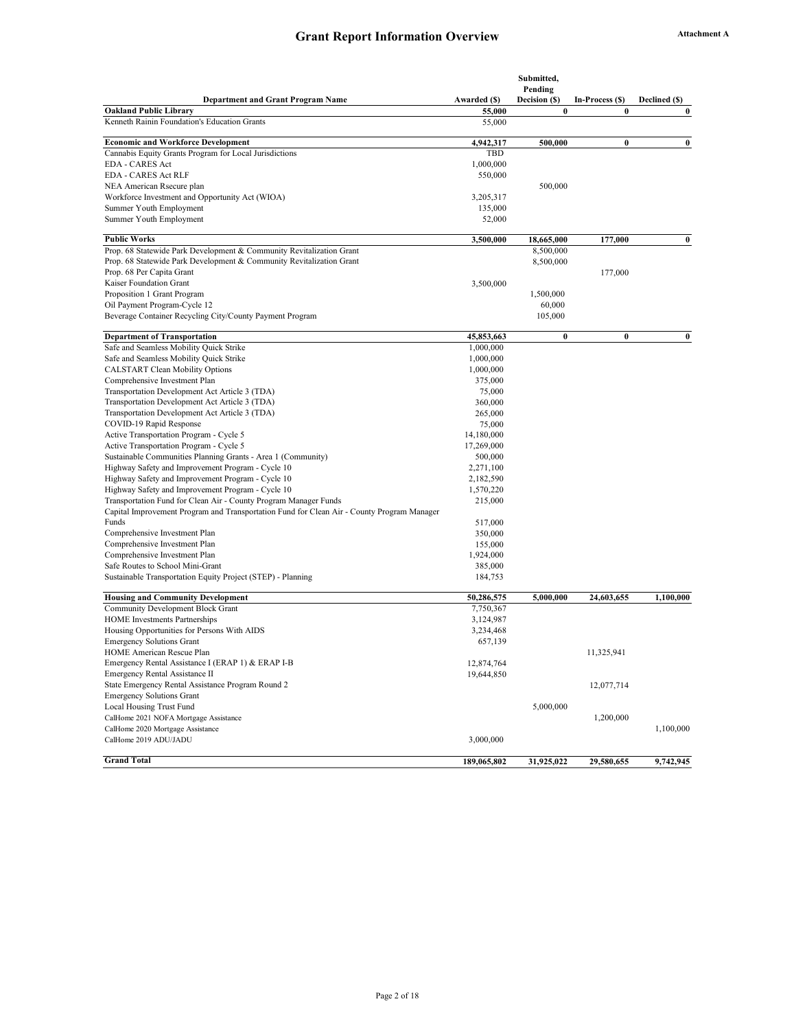# Grant Report Information Overview

Attachment A

| Department and Grant Program Name | Awarded ($) | Submitted, Pending Decision ($) | In-Process ($) | Declined ($) |
|---|---|---|---|---|
| **Oakland Public Library** | **55,000** | **0** | **0** | **0** |
| Kenneth Rainin Foundation's Education Grants | 55,000 | | | |
| **Economic and Workforce Development** | **4,942,317** | **500,000** | **0** | **0** |
| Cannabis Equity Grants Program for Local Jurisdictions | TBD | | | |
| EDA - CARES Act | 1,000,000 | | | |
| EDA - CARES Act RLF | 550,000 | | | |
| NEA American Rsecure plan | | 500,000 | | |
| Workforce Investment and Opportunity Act (WIOA) | 3,205,317 | | | |
| Summer Youth Employment | 135,000 | | | |
| Summer Youth Employment | 52,000 | | | |
| **Public Works** | **3,500,000** | **18,665,000** | **177,000** | **0** |
| Prop. 68 Statewide Park Development & Community Revitalization Grant | | 8,500,000 | | |
| Prop. 68 Statewide Park Development & Community Revitalization Grant | | 8,500,000 | | |
| Prop. 68 Per Capita Grant | | | 177,000 | |
| Kaiser Foundation Grant | 3,500,000 | | | |
| Proposition 1 Grant Program | | 1,500,000 | | |
| Oil Payment Program-Cycle 12 | | 60,000 | | |
| Beverage Container Recycling City/County Payment Program | | 105,000 | | |
| **Department of Transportation** | **45,853,663** | **0** | **0** | **0** |
| Safe and Seamless Mobility Quick Strike | 1,000,000 | | | |
| Safe and Seamless Mobility Quick Strike | 1,000,000 | | | |
| CALSTART Clean Mobility Options | 1,000,000 | | | |
| Comprehensive Investment Plan | 375,000 | | | |
| Transportation Development Act Article 3 (TDA) | 75,000 | | | |
| Transportation Development Act Article 3 (TDA) | 360,000 | | | |
| Transportation Development Act Article 3 (TDA) | 265,000 | | | |
| COVID-19 Rapid Response | 75,000 | | | |
| Active Transportation Program - Cycle 5 | 14,180,000 | | | |
| Active Transportation Program - Cycle 5 | 17,269,000 | | | |
| Sustainable Communities Planning Grants - Area 1 (Community) | 500,000 | | | |
| Highway Safety and Improvement Program - Cycle 10 | 2,271,100 | | | |
| Highway Safety and Improvement Program - Cycle 10 | 2,182,590 | | | |
| Highway Safety and Improvement Program - Cycle 10 | 1,570,220 | | | |
| Transportation Fund for Clean Air - County Program Manager Funds | 215,000 | | | |
| Capital Improvement Program and Transportation Fund for Clean Air - County Program Manager Funds | 517,000 | | | |
| Comprehensive Investment Plan | 350,000 | | | |
| Comprehensive Investment Plan | 155,000 | | | |
| Comprehensive Investment Plan | 1,924,000 | | | |
| Safe Routes to School Mini-Grant | 385,000 | | | |
| Sustainable Transportation Equity Project (STEP) - Planning | 184,753 | | | |
| **Housing and Community Development** | **50,286,575** | **5,000,000** | **24,603,655** | **1,100,000** |
| Community Development Block Grant | 7,750,367 | | | |
| HOME Investments Partnerships | 3,124,987 | | | |
| Housing Opportunities for Persons With AIDS | 3,234,468 | | | |
| Emergency Solutions Grant | 657,139 | | | |
| HOME American Rescue Plan | | | 11,325,941 | |
| Emergency Rental Assistance I (ERAP 1) & ERAP I-B | 12,874,764 | | | |
| Emergency Rental Assistance II | 19,644,850 | | | |
| State Emergency Rental Assistance Program Round 2 | | | 12,077,714 | |
| Emergency Solutions Grant | | | | |
| Local Housing Trust Fund | | 5,000,000 | | |
| CalHome 2021 NOFA Mortgage Assistance | | | 1,200,000 | |
| CalHome 2020 Mortgage Assistance | | | | 1,100,000 |
| CalHome 2019 ADU/JADU | 3,000,000 | | | |
| **Grand Total** | **189,065,802** | **31,925,022** | **29,580,655** | **9,742,945** |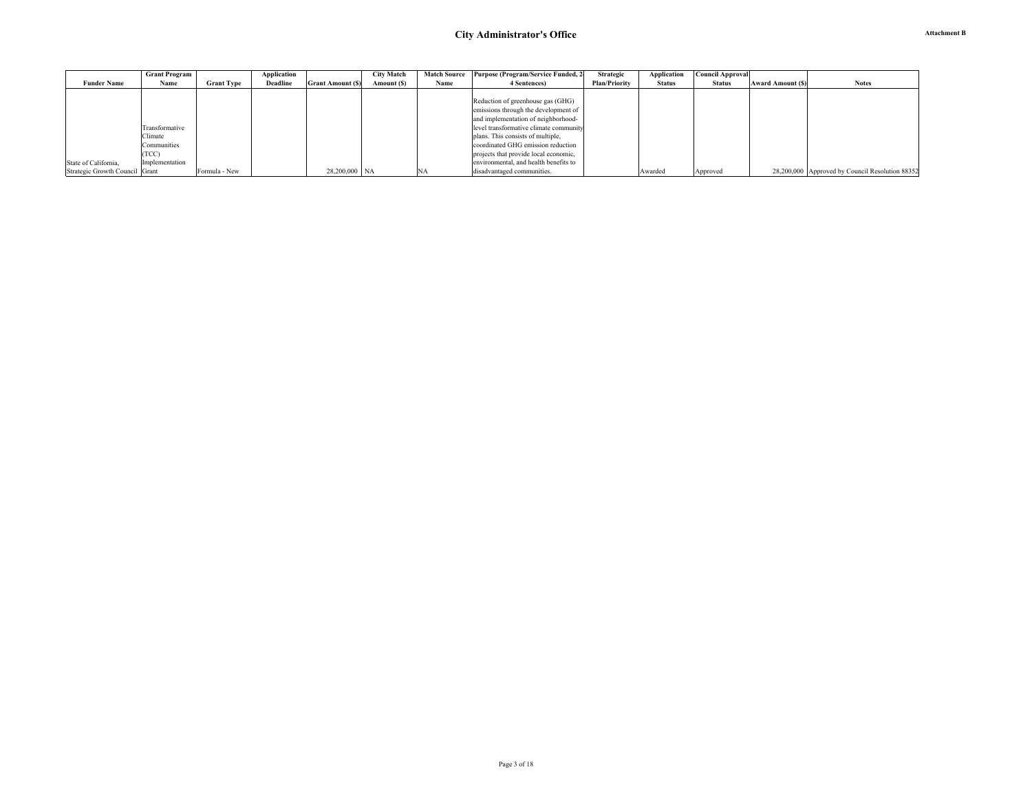# City Administrator's Office

**Attachment B**

| Funder Name | Grant Program Name | Grant Type | Application Deadline | Grant Amount ($) | City Match Amount ($) | Match Source Name | Purpose (Program/Service Funded, 2-4 Sentences) | Strategic Plan/Priority | Application Status | Council Approval Status | Award Amount ($) | Notes |
|---|---|---|---|---|---|---|---|---|---|---|---|---|
| State of California, Strategic Growth Council | Transformative Climate Communities (TCC) Implementation Grant | Formula - New | | 28,200,000 | NA | NA | Reduction of greenhouse gas (GHG) emissions through the development of and implementation of neighborhood-level transformative climate community plans. This consists of multiple, coordinated GHG emission reduction projects that provide local economic, environmental, and health benefits to disadvantaged communities. | | Awarded | Approved | 28,200,000 | Approved by Council Resolution 88352 |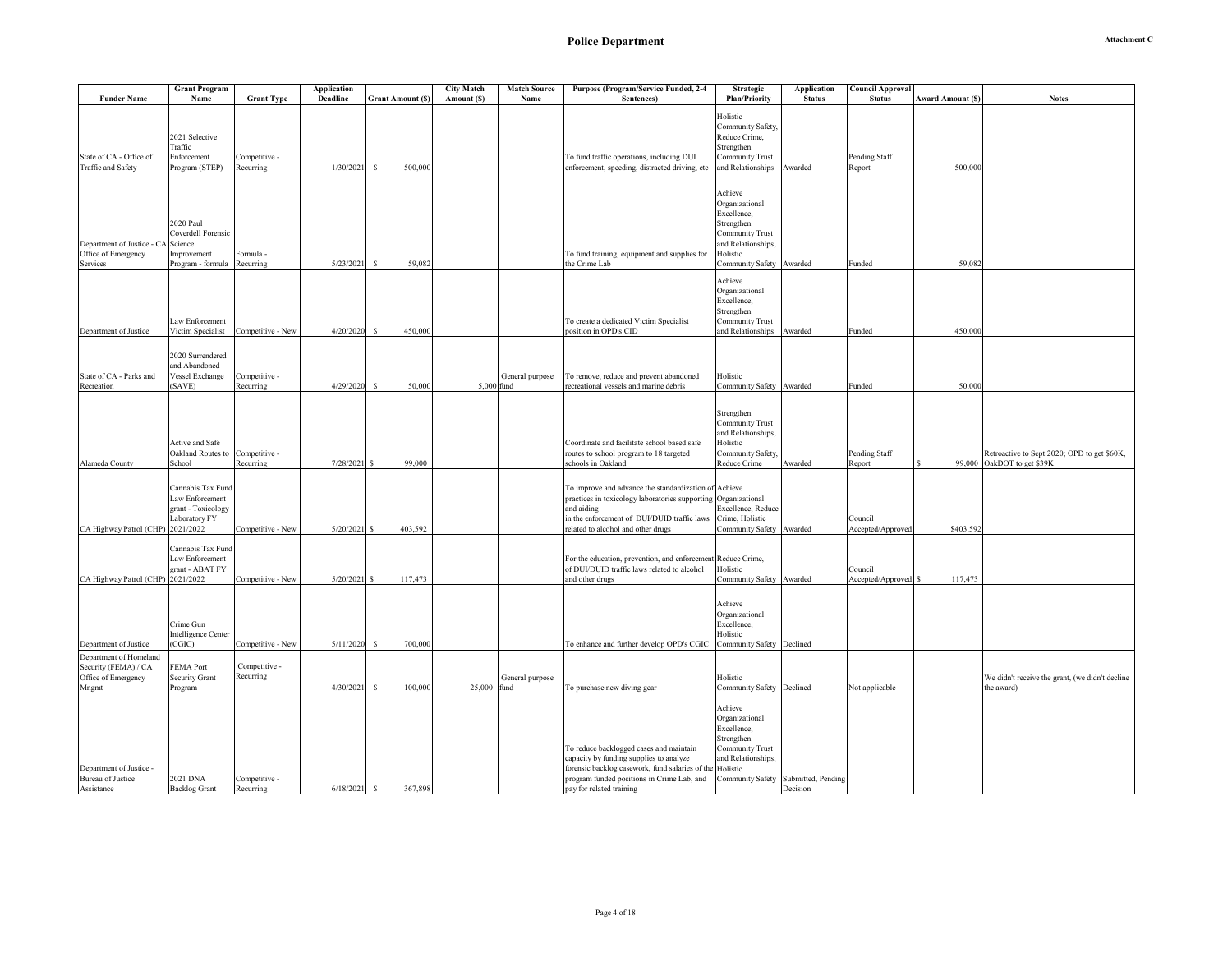# Police Department

**Attachment C**

| Funder Name | Grant Program Name | Grant Type | Application Deadline | Grant Amount ($) | City Match Amount ($) | Match Source Name | Purpose (Program/Service Funded, 2-4 Sentences) | Strategic Plan/Priority | Application Status | Council Approval Status | Award Amount ($) | Notes |
|---|---|---|---|---|---|---|---|---|---|---|---|---|
| State of CA - Office of Traffic and Safety | 2021 Selective Traffic Enforcement Program (STEP) | Competitive - Recurring | 1/30/2021 | $ 500,000 | | | To fund traffic operations, including DUI enforcement, speeding, distracted driving, etc | Holistic Community Safety, Reduce Crime, Strengthen Community Trust and Relationships | Awarded | Pending Staff Report | 500,000 | |
| Department of Justice - CA Office of Emergency Services | 2020 Paul Coverdell Forensic Science Improvement Program - formula | Formula - Recurring | 5/23/2021 | $ 59,082 | | | To fund training, equipment and supplies for the Crime Lab | Achieve Organizational Excellence, Strengthen Community Trust and Relationships, Holistic Community Safety | Awarded | Funded | 59,082 | |
| Department of Justice | Law Enforcement Victim Specialist | Competitive - New | 4/20/2020 | $ 450,000 | | | To create a dedicated Victim Specialist position in OPD's CID | Achieve Organizational Excellence, Strengthen Community Trust and Relationships | Awarded | Funded | 450,000 | |
| State of CA - Parks and Recreation | 2020 Surrendered and Abandoned Vessel Exchange (SAVE) | Competitive - Recurring | 4/29/2020 | $ 50,000 | 5,000 | General purpose fund | To remove, reduce and prevent abandoned recreational vessels and marine debris | Holistic Community Safety | Awarded | Funded | 50,000 | |
| Alameda County | Active and Safe Oakland Routes to School | Competitive - Recurring | 7/28/2021 | $ 99,000 | | | Coordinate and facilitate school based safe routes to school program to 18 targeted schools in Oakland | Strengthen Community Trust and Relationships, Holistic Community Safety, Reduce Crime | Awarded | Pending Staff Report | $ 99,000 | Retroactive to Sept 2020; OPD to get $60K, OakDOT to get $39K |
| CA Highway Patrol (CHP) | Cannabis Tax Fund Law Enforcement grant - Toxicology Laboratory FY 2021/2022 | Competitive - New | 5/20/2021 | $ 403,592 | | | To improve and advance the standardization of practices in toxicology laboratories supporting and aiding in the enforcement of DUI/DUID traffic laws related to alcohol and other drugs | Achieve Organizational Excellence, Reduce Crime, Holistic Community Safety | Awarded | Council Accepted/Approved | $403,592 | |
| CA Highway Patrol (CHP) | Cannabis Tax Fund Law Enforcement grant - ABAT FY 2021/2022 | Competitive - New | 5/20/2021 | $ 117,473 | | | For the education, prevention, and enforcement of DUI/DUID traffic laws related to alcohol and other drugs | Reduce Crime, Holistic Community Safety | Awarded | Council Accepted/Approved | $ 117,473 | |
| Department of Justice | Crime Gun Intelligence Center (CGIC) | Competitive - New | 5/11/2020 | $ 700,000 | | | To enhance and further develop OPD's CGIC | Achieve Organizational Excellence, Holistic Community Safety | Declined | | | |
| Department of Homeland Security (FEMA) / CA Office of Emergency Mngmt | FEMA Port Security Grant Program | Competitive - Recurring | 4/30/2021 | $ 100,000 | 25,000 | General purpose fund | To purchase new diving gear | Holistic Community Safety | Declined | Not applicable | | We didn't receive the grant, (we didn't decline the award) |
| Department of Justice - Bureau of Justice Assistance | 2021 DNA Backlog Grant | Competitive - Recurring | 6/18/2021 | $ 367,898 | | | To reduce backlogged cases and maintain capacity by funding supplies to analyze forensic backlog casework, fund salaries of the program funded positions in Crime Lab, and pay for related training | Achieve Organizational Excellence, Strengthen Community Trust and Relationships, Holistic Community Safety | Submitted, Pending Decision | | | |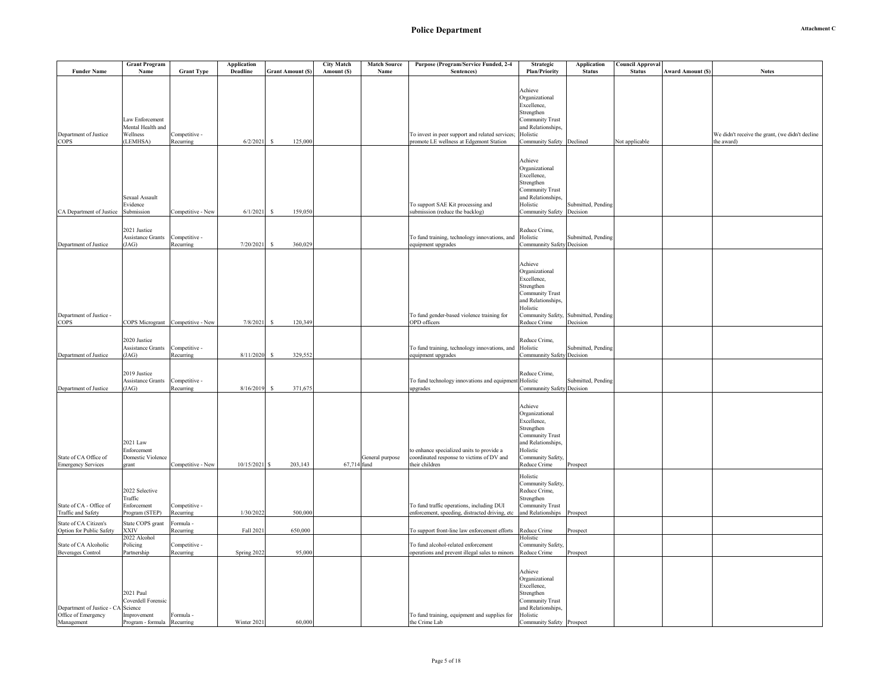# Police Department

**Attachment C**

| Funder Name | Grant Program Name | Grant Type | Application Deadline | Grant Amount ($) | City Match Amount ($) | Match Source Name | Purpose (Program/Service Funded, 2-4 Sentences) | Strategic Plan/Priority | Application Status | Council Approval Status | Award Amount ($) | Notes |
|---|---|---|---|---|---|---|---|---|---|---|---|---|
| Department of Justice COPS | Law Enforcement Mental Health and Wellness (LEMHSA) | Competitive - Recurring | 6/2/2021 | $ 125,000 | | | To invest in peer support and related services; promote LE wellness at Edgemont Station | Achieve Organizational Excellence, Strengthen Community Trust and Relationships, Holistic Community Safety | Declined | Not applicable | | We didn't receive the grant, (we didn't decline the award) |
| CA Department of Justice | Sexual Assault Evidence Submission | Competitive - New | 6/1/2021 | $ 159,050 | | | To support SAE Kit processing and submission (reduce the backlog) | Achieve Organizational Excellence, Strengthen Community Trust and Relationships, Holistic Community Safety | Submitted, Pending Decision | | | |
| Department of Justice | 2021 Justice Assistance Grants (JAG) | Competitive - Recurring | 7/20/2021 | $ 360,029 | | | To fund training, technology innovations, and equipment upgrades | Reduce Crime, Holistic Communnity Safety | Submitted, Pending Decision | | | |
| Department of Justice - COPS | COPS Microgrant | Competitive - New | 7/8/2021 | $ 120,349 | | | To fund gender-based violence training for OPD officers | Achieve Organizational Excellence, Strengthen Community Trust and Relationships, Holistic Community Safety, Reduce Crime | Submitted, Pending Decision | | | |
| Department of Justice | 2020 Justice Assistance Grants (JAG) | Competitive - Recurring | 8/11/2020 | $ 329,552 | | | To fund training, technology innovations, and equipment upgrades | Reduce Crime, Holistic Communnity Safety | Submitted, Pending Decision | | | |
| Department of Justice | 2019 Justice Assistance Grants (JAG) | Competitive - Recurring | 8/16/2019 | $ 371,675 | | | To fund technology innovations and equipment upgrades | Reduce Crime, Holistic Communnity Safety | Submitted, Pending Decision | | | |
| State of CA Office of Emergency Services | 2021 Law Enforcement Domestic Violence grant | Competitive - New | 10/15/2021 | $ 203,143 | 67,714 | General purpose fund | to enhance specialized units to provide a coordinated response to victims of DV and their children | Achieve Organizational Excellence, Strengthen Community Trust and Relationships, Holistic Community Safety, Reduce Crime | Prospect | | | |
| State of CA - Office of Traffic and Safety | 2022 Selective Traffic Enforcement Program (STEP) | Competitive - Recurring | 1/30/2022 | 500,000 | | | To fund traffic operations, including DUI enforcement, speeding, distracted driving, etc | Holistic Community Safety, Reduce Crime, Strengthen Community Trust and Relationships | Prospect | | | |
| State of CA Citizen's Option for Public Safety | State COPS grant XXIV | Formula - Recurring | Fall 2021 | 650,000 | | | To support front-line law enforcement efforts | Reduce Crime | Prospect | | | |
| State of CA Alcoholic Beverages Control | 2022 Alcohol Policing Partnership | Competitive - Recurring | Spring 2022 | 95,000 | | | To fund alcohol-related enforcement operations and prevent illegal sales to minors | Holistic Community Safety, Reduce Crime | Prospect | | | |
| Department of Justice - CA Office of Emergency Management | 2021 Paul Coverdell Forensic Science Improvement Program - formula | Formula - Recurring | Winter 2021 | 60,000 | | | To fund training, equipment and supplies for the Crime Lab | Achieve Organizational Excellence, Strengthen Community Trust and Relationships, Holistic Community Safety | Prospect | | | |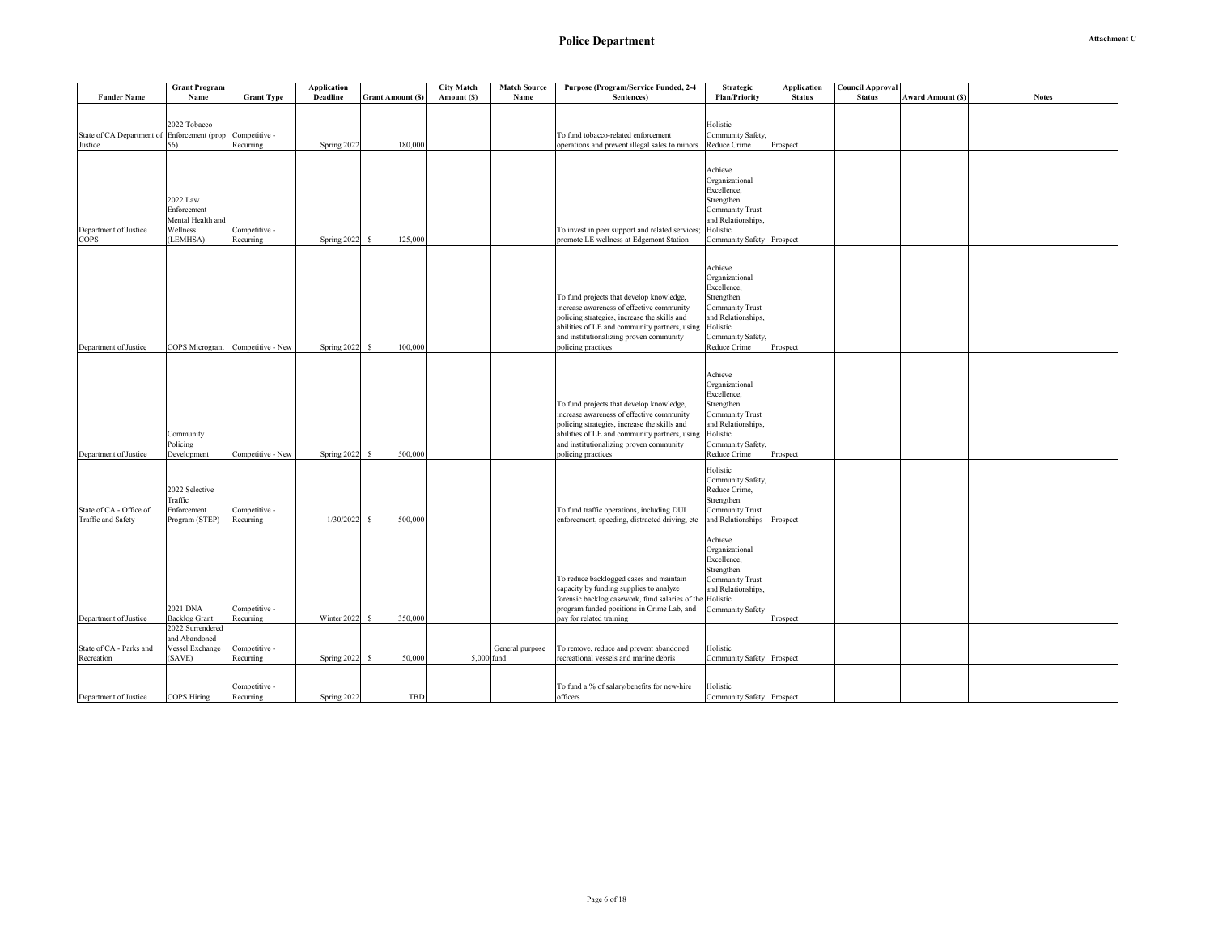# Police Department

Attachment C

| Funder Name | Grant Program Name | Grant Type | Application Deadline | Grant Amount ($) | City Match Amount ($) | Match Source Name | Purpose (Program/Service Funded, 2-4 Sentences) | Strategic Plan/Priority | Application Status | Council Approval Status | Award Amount ($) | Notes |
|---|---|---|---|---|---|---|---|---|---|---|---|---|
| State of CA Department of Justice | 2022 Tobacco Enforcement (prop 56) | Competitive - Recurring | Spring 2022 | 180,000 | | | To fund tobacco-related enforcement operations and prevent illegal sales to minors | Holistic Community Safety, Reduce Crime | Prospect | | | |
| Department of Justice COPS | 2022 Law Enforcement Mental Health and Wellness (LEMHSA) | Competitive - Recurring | Spring 2022 | $ 125,000 | | | To invest in peer support and related services; promote LE wellness at Edgemont Station | Achieve Organizational Excellence, Strengthen Community Trust and Relationships, Holistic Community Safety | Prospect | | | |
| Department of Justice | COPS Microgrant | Competitive - New | Spring 2022 | $ 100,000 | | | To fund projects that develop knowledge, increase awareness of effective community policing strategies, increase the skills and abilities of LE and community partners, using and institutionalizing proven community policing practices | Achieve Organizational Excellence, Strengthen Community Trust and Relationships, Holistic Community Safety, Reduce Crime | Prospect | | | |
| Department of Justice | Community Policing Development | Competitive - New | Spring 2022 | $ 500,000 | | | To fund projects that develop knowledge, increase awareness of effective community policing strategies, increase the skills and abilities of LE and community partners, using and institutionalizing proven community policing practices | Achieve Organizational Excellence, Strengthen Community Trust and Relationships, Holistic Community Safety, Reduce Crime | Prospect | | | |
| State of CA - Office of Traffic and Safety | 2022 Selective Traffic Enforcement Program (STEP) | Competitive - Recurring | 1/30/2022 | $ 500,000 | | | To fund traffic operations, including DUI enforcement, speeding, distracted driving, etc | Holistic Community Safety, Reduce Crime, Strengthen Community Trust and Relationships | Prospect | | | |
| Department of Justice | 2021 DNA Backlog Grant | Competitive - Recurring | Winter 2022 | $ 350,000 | | | To reduce backlogged cases and maintain capacity by funding supplies to analyze forensic backlog casework, fund salaries of the program funded positions in Crime Lab, and pay for related training | Achieve Organizational Excellence, Strengthen Community Trust and Relationships, Holistic Community Safety | Prospect | | | |
| State of CA - Parks and Recreation | 2022 Surrendered and Abandoned Vessel Exchange (SAVE) | Competitive - Recurring | Spring 2022 | $ 50,000 | 5,000 | General purpose fund | To remove, reduce and prevent abandoned recreational vessels and marine debris | Holistic Community Safety | Prospect | | | |
| Department of Justice | COPS Hiring | Competitive - Recurring | Spring 2022 | TBD | | | To fund a % of salary/benefits for new-hire officers | Holistic Community Safety | Prospect | | | |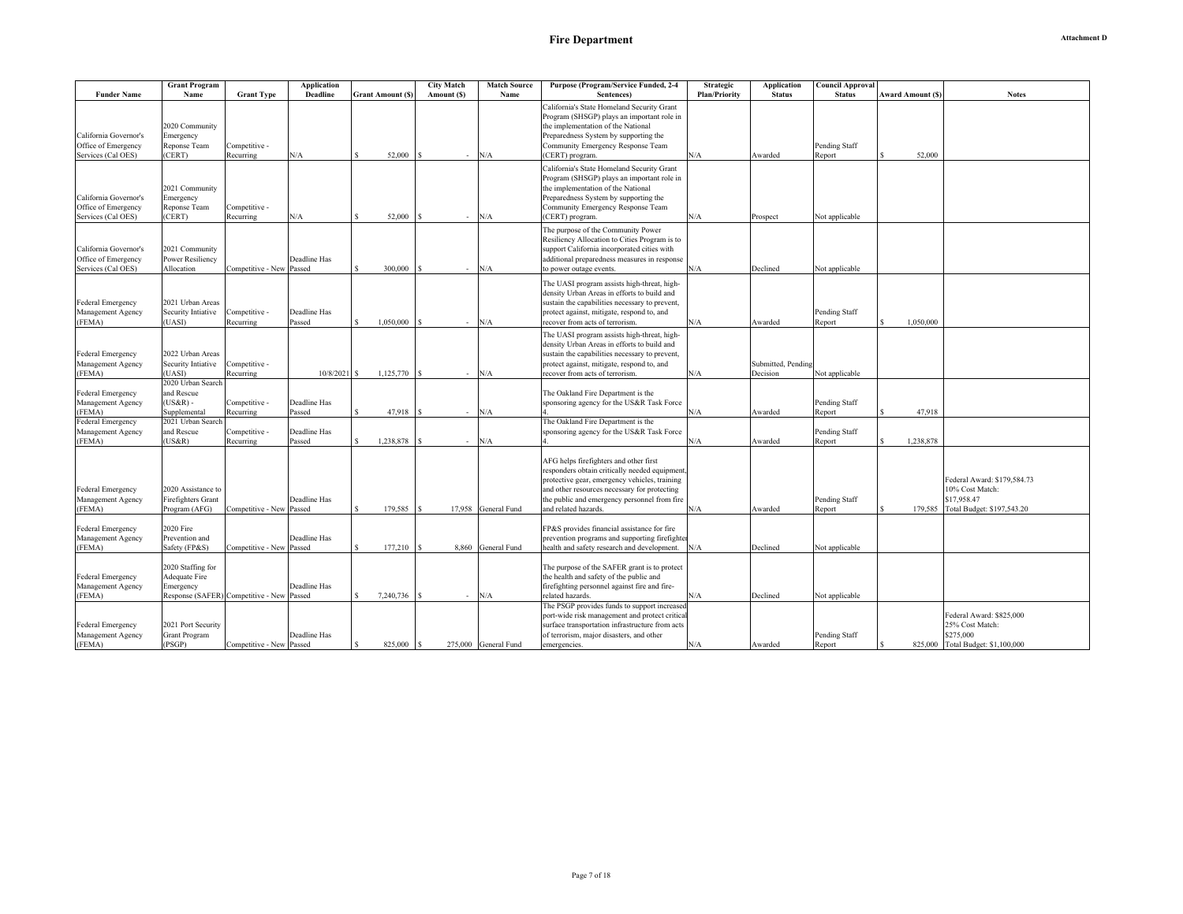# Fire Department

Attachment D

| Funder Name | Grant Program Name | Grant Type | Application Deadline | Grant Amount ($) | City Match Amount ($) | Match Source Name | Purpose (Program/Service Funded, 2-4 Sentences) | Strategic Plan/Priority | Application Status | Council Approval Status | Award Amount ($) | Notes |
|---|---|---|---|---|---|---|---|---|---|---|---|---|
| California Governor's Office of Emergency Services (Cal OES) | 2020 Community Emergency Reponse Team (CERT) | Competitive - Recurring | N/A | $ 52,000 | $ - | N/A | California's State Homeland Security Grant Program (SHSGP) plays an important role in the implementation of the National Preparedness System by supporting the Community Emergency Response Team (CERT) program. | N/A | Awarded | Pending Staff Report | $ 52,000 | |
| California Governor's Office of Emergency Services (Cal OES) | 2021 Community Emergency Reponse Team (CERT) | Competitive - Recurring | N/A | $ 52,000 | $ - | N/A | California's State Homeland Security Grant Program (SHSGP) plays an important role in the implementation of the National Preparedness System by supporting the Community Emergency Response Team (CERT) program. | N/A | Prospect | Not applicable | | |
| California Governor's Office of Emergency Services (Cal OES) | 2021 Community Power Resiliency Allocation | Competitive - New | Deadline Has Passed | $ 300,000 | $ - | N/A | The purpose of the Community Power Resiliency Allocation to Cities Program is to support California incorporated cities with additional preparedness measures in response to power outage events. | N/A | Declined | Not applicable | | |
| Federal Emergency Management Agency (FEMA) | 2021 Urban Areas Security Intiative (UASI) | Competitive - Recurring | Deadline Has Passed | $ 1,050,000 | $ - | N/A | The UASI program assists high-threat, high-density Urban Areas in efforts to build and sustain the capabilities necessary to prevent, protect against, mitigate, respond to, and recover from acts of terrorism. | N/A | Awarded | Pending Staff Report | $ 1,050,000 | |
| Federal Emergency Management Agency (FEMA) | 2022 Urban Areas Security Intiative (UASI) | Competitive - Recurring | 10/8/2021 | $ 1,125,770 | $ - | N/A | The UASI program assists high-threat, high-density Urban Areas in efforts to build and sustain the capabilities necessary to prevent, protect against, mitigate, respond to, and recover from acts of terrorism. | N/A | Submitted, Pending Decision | Not applicable | | |
| Federal Emergency Management Agency (FEMA) | 2020 Urban Search and Rescue (US&R) - Supplemental | Competitive - Recurring | Deadline Has Passed | $ 47,918 | $ - | N/A | The Oakland Fire Department is the sponsoring agency for the US&R Task Force 4. | N/A | Awarded | Pending Staff Report | $ 47,918 | |
| Federal Emergency Management Agency (FEMA) | 2021 Urban Search and Rescue (US&R) | Competitive - Recurring | Deadline Has Passed | $ 1,238,878 | $ - | N/A | The Oakland Fire Department is the sponsoring agency for the US&R Task Force 4. | N/A | Awarded | Pending Staff Report | $ 1,238,878 | |
| Federal Emergency Management Agency (FEMA) | 2020 Assistance to Firefighters Grant Program (AFG) | Competitive - New | Deadline Has Passed | $ 179,585 | $ 17,958 | General Fund | AFG helps firefighters and other first responders obtain critically needed equipment, protective gear, emergency vehicles, training and other resources necessary for protecting the public and emergency personnel from fire and related hazards. | N/A | Awarded | Pending Staff Report | $ 179,585 | Federal Award: $179,584.73 10% Cost Match: $17,958.47 Total Budget: $197,543.20 |
| Federal Emergency Management Agency (FEMA) | 2020 Fire Prevention and Safety (FP&S) | Competitive - New | Deadline Has Passed | $ 177,210 | $ 8,860 | General Fund | FP&S provides financial assistance for fire prevention programs and supporting firefighter health and safety research and development. | N/A | Declined | Not applicable | | |
| Federal Emergency Management Agency (FEMA) | 2020 Staffing for Adequate Fire Emergency Response (SAFER) | Competitive - New | Deadline Has Passed | $ 7,240,736 | $ - | N/A | The purpose of the SAFER grant is to protect the health and safety of the public and firefighting personnel against fire and fire-related hazards. | N/A | Declined | Not applicable | | |
| Federal Emergency Management Agency (FEMA) | 2021 Port Security Grant Program (PSGP) | Competitive - New | Deadline Has Passed | $ 825,000 | $ 275,000 | General Fund | The PSGP provides funds to support increased port-wide risk management and protect critical surface transportation infrastructure from acts of terrorism, major disasters, and other emergencies. | N/A | Awarded | Pending Staff Report | $ 825,000 | Federal Award: $825,000 25% Cost Match: $275,000 Total Budget: $1,100,000 |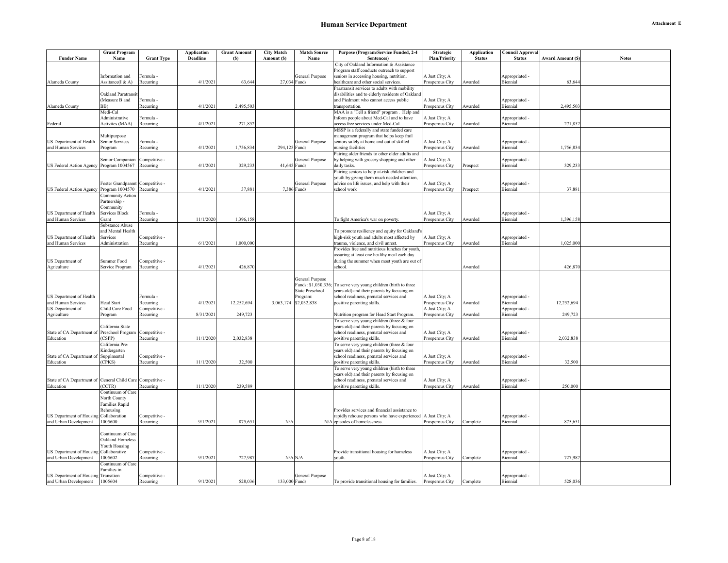# Human Service Department

**Attachment E**

| Funder Name | Grant Program Name | Grant Type | Application Deadline | Grant Amount ($) | City Match Amount ($) | Match Source Name | Purpose (Program/Service Funded, 2-4 Sentences) | Strategic Plan/Priority | Application Status | Council Approval Status | Award Amount ($) | Notes |
|---|---|---|---|---|---|---|---|---|---|---|---|---|
| Alameda County | Information and Assitance(I & A) | Formula - Recurring | 4/1/2021 | 63,644 | 27,034 | General Purpose Funds | City of Oakland Information & Assistance Program staff conducts outreach to support seniors in accessing housing, nutrition, healthcare and other social services. | A Just City; A Prosperous City | Awarded | Appropriated - Biennial | 63,644 | |
| Alameda County | Oakland Paratransit (Measure B and BB) | Formula - Recurring | 4/1/2021 | 2,495,503 | | | Paratransit services to adults with mobility disabilities and to elderly residents of Oakland and Piedmont who cannot access public transportation. | A Just City; A Prosperous City | Awarded | Appropriated - Biennial | 2,495,503 | |
| Federal | Medi-Cal Administrative Activites (MAA) | Formula - Recurring | 4/1/2021 | 271,852 | | | MAA is a "Tell a friend" program . Help and Inform people about Med-Cal and to have access free services under Med-Cal. | A Just City; A Prosperous City | Awarded | Appropriated - Biennial | 271,852 | |
| US Department of Health and Human Services | Multipurpose Senior Services Program | Formula - Recurring | 4/1/2021 | 1,756,834 | 294,125 | General Purpose Funds | MSSP is a federally and state funded care management program that helps keep frail seniors safely at home and out of skilled nursing facilities | A Just City; A Prosperous City | Awarded | Appropriated - Biennial | 1,756,834 | |
| US Federal Action Agency | Senior Companion Program 1004567 | Competitive - Recurring | 4/1/2021 | 329,233 | 41,645 | General Purpose Funds | Pairing older friends to other older adults and by helping with grocery shopping and other daily tasks. | A Just City; A Prosperous City | Prospect | Appropriated - Biennial | 329,233 | |
| US Federal Action Agency | Foster Grandparent Program 1004570 | Competitive - Recurring | 4/1/2021 | 37,881 | 7,386 | General Purpose Funds | Pairing seniors to help at-risk children and youth by giving them much needed attention, advice on life issues, and help with their school work | A Just City; A Prosperous City | Prospect | Appropriated - Biennial | 37,881 | |
| US Department of Health and Human Services | Community Action Partnership - Community Services Block Grant | Formula - Recurring | 11/1/2020 | 1,396,158 | | | To fight America's war on poverty. | A Just City; A Prosperous City | Awarded | Appropriated - Biennial | 1,396,158 | |
| US Department of Health and Human Services | Substance Abuse and Mental Health Services Administration | Competitive - Recurring | 6/1/2021 | 1,000,000 | | | To promote resiliency and equity for Oakland's high-risk youth and adults most affected by trauma, violence, and civil unrest. | A Just City; A Prosperous City | Awarded | Appropriated - Biennial | 1,025,000 | |
| US Department of Agriculture | Summer Food Service Program | Competitive - Recurring | 4/1/2021 | 426,870 | | | Provides free and nutritious lunches for youth, assuring at least one healthy meal each day during the summer when most youth are out of school. | | Awarded | | 426,870 | |
| US Department of Health and Human Services | Head Start | Formula - Recurring | 4/1/2021 | 12,252,694 | 3,063,174 | General Purpose Funds: $1,030,336; State Preschool Program: $2,032,838 | To serve very young children (birth to three years old) and their parents by focusing on school readiness, prenatal services and positive parenting skills. | A Just City; A Prosperous City | Awarded | Appropriated - Biennial | 12,252,694 | |
| US Department of Agriculture | Child Care Food Program | Competitive - Recurring | 8/31/2021 | 249,723 | | | Nutrition program for Head Start Program. | A Just City; A Prosperous City | Awarded | Appropriated - Biennial | 249,723 | |
| State of CA Department of Education | California State Preschool Program (CSPP) | Competitive - Recurring | 11/1/2020 | 2,032,838 | | | To serve very young children (three & four years old) and their parents by focusing on school readiness, prenatal services and positive parenting skills. | A Just City; A Prosperous City | Awarded | Appropriated - Biennial | 2,032,838 | |
| State of CA Department of Education | California Pre-Kindergarten Supplmental (CPKS) | Competitive - Recurring | 11/1/2020 | 32,500 | | | To serve very young children (three & four years old) and their parents by focusing on school readiness, prenatal services and positive parenting skills. | A Just City; A Prosperous City | Awarded | Appropriated - Biennial | 32,500 | |
| State of CA Department of Education | General Child Care (CCTR) | Competitive - Recurring | 11/1/2020 | 239,589 | | | To serve very young children (birth to three years old) and their parents by focusing on school readiness, prenatal services and positive parenting skills. | A Just City; A Prosperous City | Awarded | Appropriated - Biennial | 250,000 | |
| US Department of Housing and Urban Development | Continuum of Care North County Families Rapid Rehousing Collaboration 1005600 | Competitive - Recurring | 9/1/2021 | 875,651 | N/A | N/A | Provides services and financial assistance to rapidly rehouse persons who have experienced episodes of homelessness. | A Just City; A Prosperous City | Complete | Appropriated - Biennial | 875,651 | |
| US Department of Housing and Urban Development | Continuum of Care Oakland Homeless Youth Housing Collaborative 1005602 | Competitive - Recurring | 9/1/2021 | 727,987 | N/A | N/A | Provide transitional housing for homeless youth. | A Just City; A Prosperous City | Complete | Appropriated - Biennial | 727,987 | |
| US Department of Housing and Urban Development | Continuum of Care Families in Transition 1005604 | Competitive - Recurring | 9/1/2021 | 528,036 | 133,000 | General Purpose Funds | To provide transitional housing for families. | A Just City; A Prosperous City | Complete | Appropriated - Biennial | 528,036 | |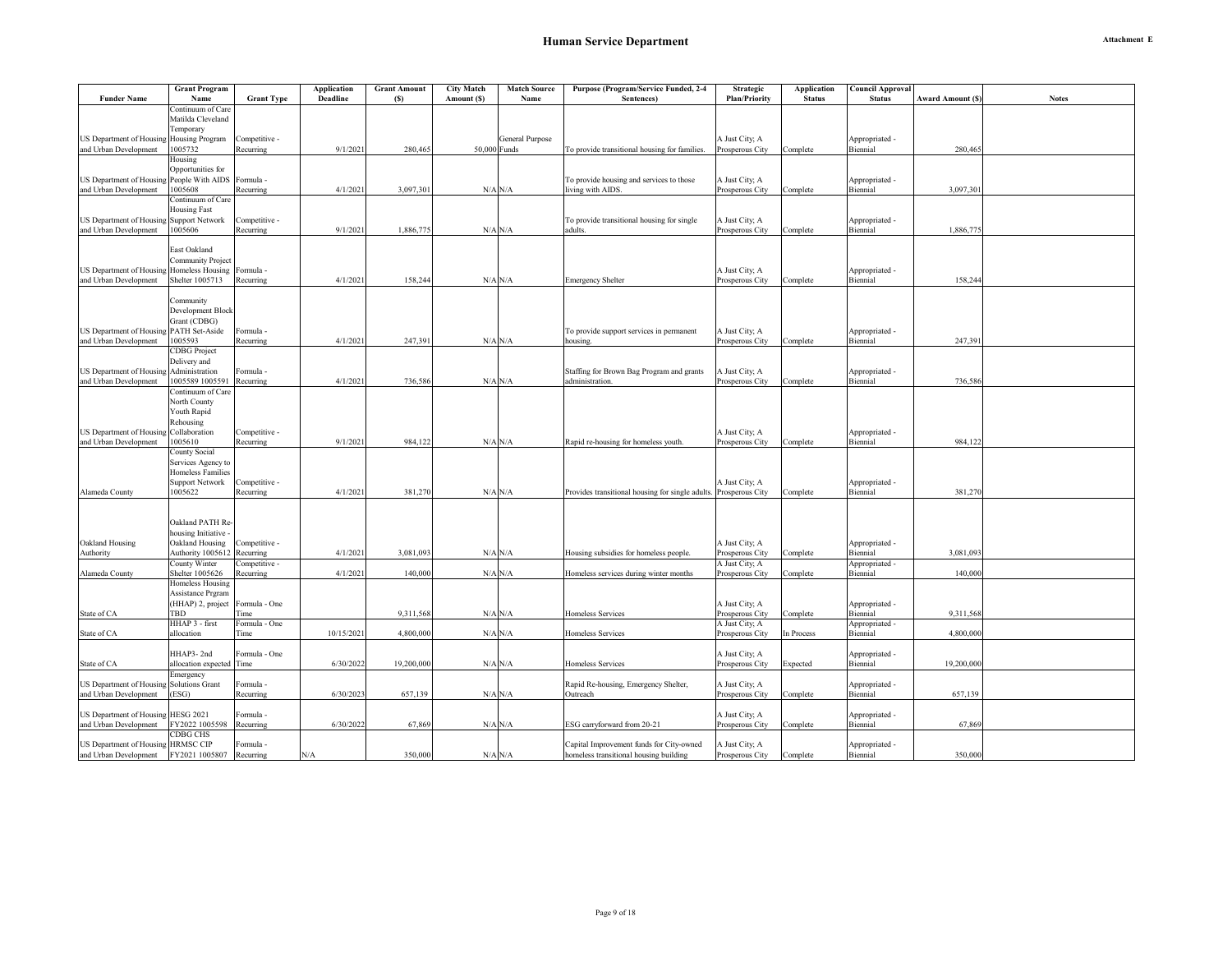# Human Service Department

Attachment E

| Funder Name | Grant Program Name | Grant Type | Application Deadline | Grant Amount ($) | City Match Amount ($) | Match Source Name | Purpose (Program/Service Funded, 2-4 Sentences) | Strategic Plan/Priority | Application Status | Council Approval Status | Award Amount ($) | Notes |
|---|---|---|---|---|---|---|---|---|---|---|---|---|
| US Department of Housing and Urban Development | Continuum of Care Matilda Cleveland Temporary Housing Program 1005732 | Competitive - Recurring | 9/1/2021 | 280,465 | 50,000 | General Purpose Funds | To provide transitional housing for families. | A Just City; A Prosperous City | Complete | Appropriated - Biennial | 280,465 | |
| US Department of Housing and Urban Development | Housing Opportunities for People With AIDS 1005608 | Formula - Recurring | 4/1/2021 | 3,097,301 | N/A | N/A | To provide housing and services to those living with AIDS. | A Just City; A Prosperous City | Complete | Appropriated - Biennial | 3,097,301 | |
| US Department of Housing and Urban Development | Continuum of Care Housing Fast Support Network 1005606 | Competitive - Recurring | 9/1/2021 | 1,886,775 | N/A | N/A | To provide transitional housing for single adults. | A Just City; A Prosperous City | Complete | Appropriated - Biennial | 1,886,775 | |
| US Department of Housing and Urban Development | East Oakland Community Project Homeless Housing Shelter 1005713 | Formula - Recurring | 4/1/2021 | 158,244 | N/A | N/A | Emergency Shelter | A Just City; A Prosperous City | Complete | Appropriated - Biennial | 158,244 | |
| US Department of Housing and Urban Development | Community Development Block Grant (CDBG) PATH Set-Aside 1005593 | Formula - Recurring | 4/1/2021 | 247,391 | N/A | N/A | To provide support services in permanent housing. | A Just City; A Prosperous City | Complete | Appropriated - Biennial | 247,391 | |
| US Department of Housing and Urban Development | CDBG Project Delivery and Administration 1005589 1005591 | Formula - Recurring | 4/1/2021 | 736,586 | N/A | N/A | Staffing for Brown Bag Program and grants administration. | A Just City; A Prosperous City | Complete | Appropriated - Biennial | 736,586 | |
| US Department of Housing and Urban Development | Continuum of Care North County Youth Rapid Rehousing Collaboration 1005610 | Competitive - Recurring | 9/1/2021 | 984,122 | N/A | N/A | Rapid re-housing for homeless youth. | A Just City; A Prosperous City | Complete | Appropriated - Biennial | 984,122 | |
| Alameda County | County Social Services Agency to Homeless Families Support Network 1005622 | Competitive - Recurring | 4/1/2021 | 381,270 | N/A | N/A | Provides transitional housing for single adults. | A Just City; A Prosperous City | Complete | Appropriated - Biennial | 381,270 | |
| Oakland Housing Authority | Oakland PATH Re-housing Initiative - Oakland Housing Authority 1005612 | Competitive - Recurring | 4/1/2021 | 3,081,093 | N/A | N/A | Housing subsidies for homeless people. | A Just City; A Prosperous City | Complete | Appropriated - Biennial | 3,081,093 | |
| Alameda County | County Winter Shelter 1005626 | Competitive - Recurring | 4/1/2021 | 140,000 | N/A | N/A | Homeless services during winter months | A Just City; A Prosperous City | Complete | Appropriated - Biennial | 140,000 | |
| State of CA | Homeless Housing Assistance Prgram (HHAP) 2, project TBD | Formula - One Time | | 9,311,568 | N/A | N/A | Homeless Services | A Just City; A Prosperous City | Complete | Appropriated - Biennial | 9,311,568 | |
| State of CA | HHAP 3 - first allocation | Formula - One Time | 10/15/2021 | 4,800,000 | N/A | N/A | Homeless Services | A Just City; A Prosperous City | In Process | Appropriated - Biennial | 4,800,000 | |
| State of CA | HHAP3- 2nd allocation expected | Formula - One Time | 6/30/2022 | 19,200,000 | N/A | N/A | Homeless Services | A Just City; A Prosperous City | Expected | Appropriated - Biennial | 19,200,000 | |
| US Department of Housing and Urban Development | Emergency Solutions Grant (ESG) | Formula - Recurring | 6/30/2023 | 657,139 | N/A | N/A | Rapid Re-housing, Emergency Shelter, Outreach | A Just City; A Prosperous City | Complete | Appropriated - Biennial | 657,139 | |
| US Department of Housing and Urban Development | HESG 2021 FY2022 1005598 | Formula - Recurring | 6/30/2022 | 67,869 | N/A | N/A | ESG carryforward from 20-21 | A Just City; A Prosperous City | Complete | Appropriated - Biennial | 67,869 | |
| US Department of Housing and Urban Development | CDBG CHS HRMSC CIP FY2021 1005807 | Formula - Recurring | N/A | 350,000 | N/A | N/A | Capital Improvement funds for City-owned homeless transitional housing building | A Just City; A Prosperous City | Complete | Appropriated - Biennial | 350,000 | |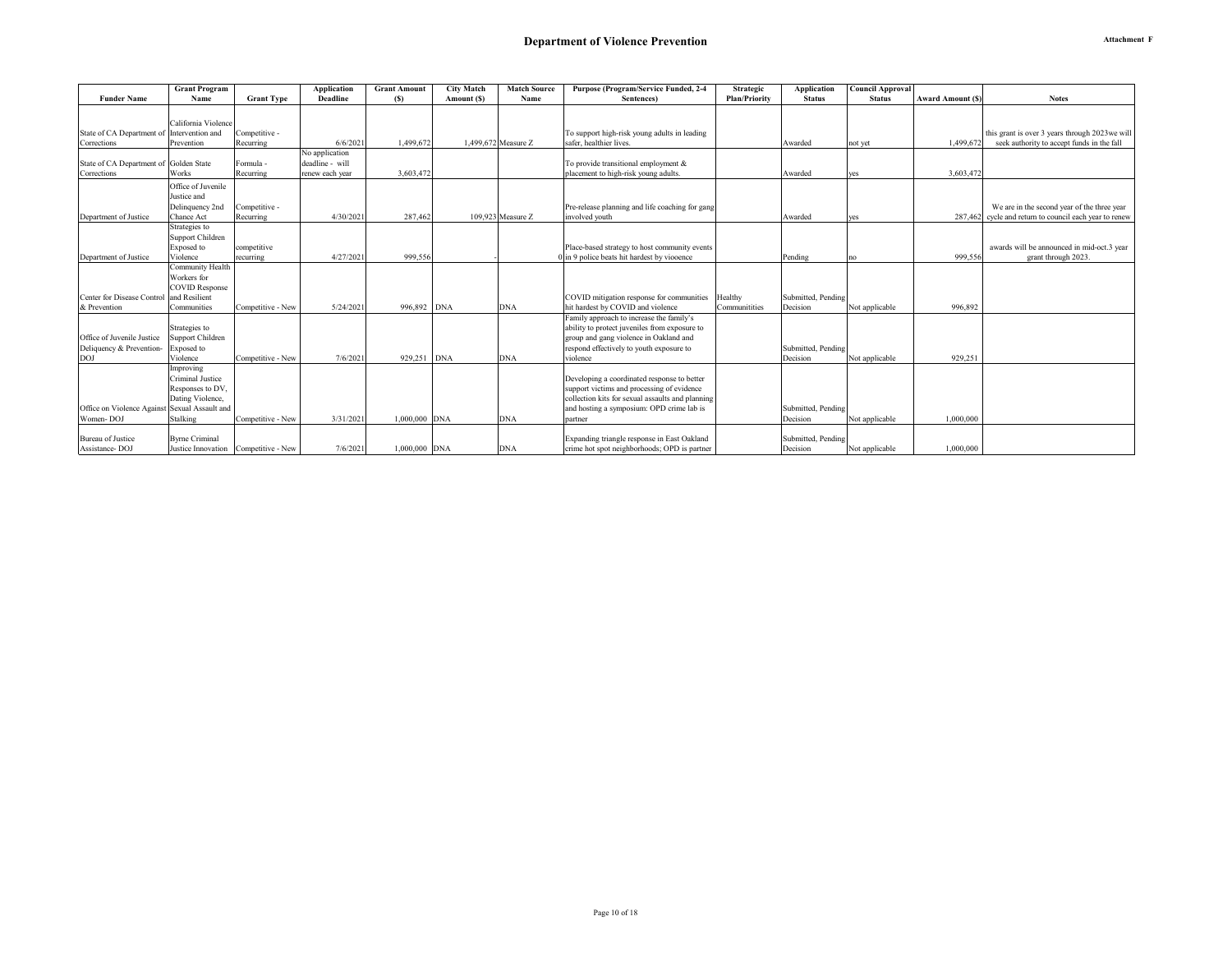# Department of Violence Prevention

**Attachment F**

| Funder Name | Grant Program Name | Grant Type | Application Deadline | Grant Amount ($) | City Match Amount ($) | Match Source Name | Purpose (Program/Service Funded, 2-4 Sentences) | Strategic Plan/Priority | Application Status | Council Approval Status | Award Amount ($) | Notes |
|---|---|---|---|---|---|---|---|---|---|---|---|---|
| State of CA Department of Corrections | California Violence Intervention and Prevention | Competitive - Recurring | 6/6/2021 | 1,499,672 | 1,499,672 | Measure Z | To support high-risk young adults in leading safer, healthier lives. | | Awarded | not yet | 1,499,672 | this grant is over 3 years through 2023we will seek authority to accept funds in the fall |
| State of CA Department of Corrections | Golden State Works | Formula - Recurring | No application deadline - will renew each year | 3,603,472 | | | To provide transitional employment & placement to high-risk young adults. | | Awarded | yes | 3,603,472 | |
| Department of Justice | Office of Juvenile Justice and Delinquency 2nd Chance Act | Competitive - Recurring | 4/30/2021 | 287,462 | 109,923 | Measure Z | Pre-release planning and life coaching for gang involved youth | | Awarded | yes | 287,462 | We are in the second year of the three year cycle and return to council each year to renew |
| Department of Justice | Strategies to Support Children Exposed to Violence | competitive recurring | 4/27/2021 | 999,556 | - | 0 | Place-based strategy to host community events in 9 police beats hit hardest by viooence | | Pending | no | 999,556 | awards will be announced in mid-oct.3 year grant through 2023. |
| Center for Disease Control & Prevention | Community Health Workers for COVID Response and Resilient Communities | Competitive - New | 5/24/2021 | 996,892 | DNA | DNA | COVID mitigation response for communities hit hardest by COVID and violence | Healthy Communitities | Submitted, Pending Decision | Not applicable | 996,892 | |
| Office of Juvenile Justice Deliquency & Prevention-DOJ | Strategies to Support Children Exposed to Violence | Competitive - New | 7/6/2021 | 929,251 | DNA | DNA | Family approach to increase the family's ability to protect juveniles from exposure to group and gang violence in Oakland and respond effectively to youth exposure to violence | | Submitted, Pending Decision | Not applicable | 929,251 | |
| Office on Violence Against Women- DOJ | Improving Criminal Justice Responses to DV, Dating Violence, Sexual Assault and Stalking | Competitive - New | 3/31/2021 | 1,000,000 | DNA | DNA | Developing a coordinated response to better support victims and processing of evidence collection kits for sexual assaults and planning and hosting a symposium: OPD crime lab is partner | | Submitted, Pending Decision | Not applicable | 1,000,000 | |
| Bureau of Justice Assistance- DOJ | Byrne Criminal Justice Innovation | Competitive - New | 7/6/2021 | 1,000,000 | DNA | DNA | Expanding triangle response in East Oakland crime hot spot neighborhoods; OPD is partner | | Submitted, Pending Decision | Not applicable | 1,000,000 | |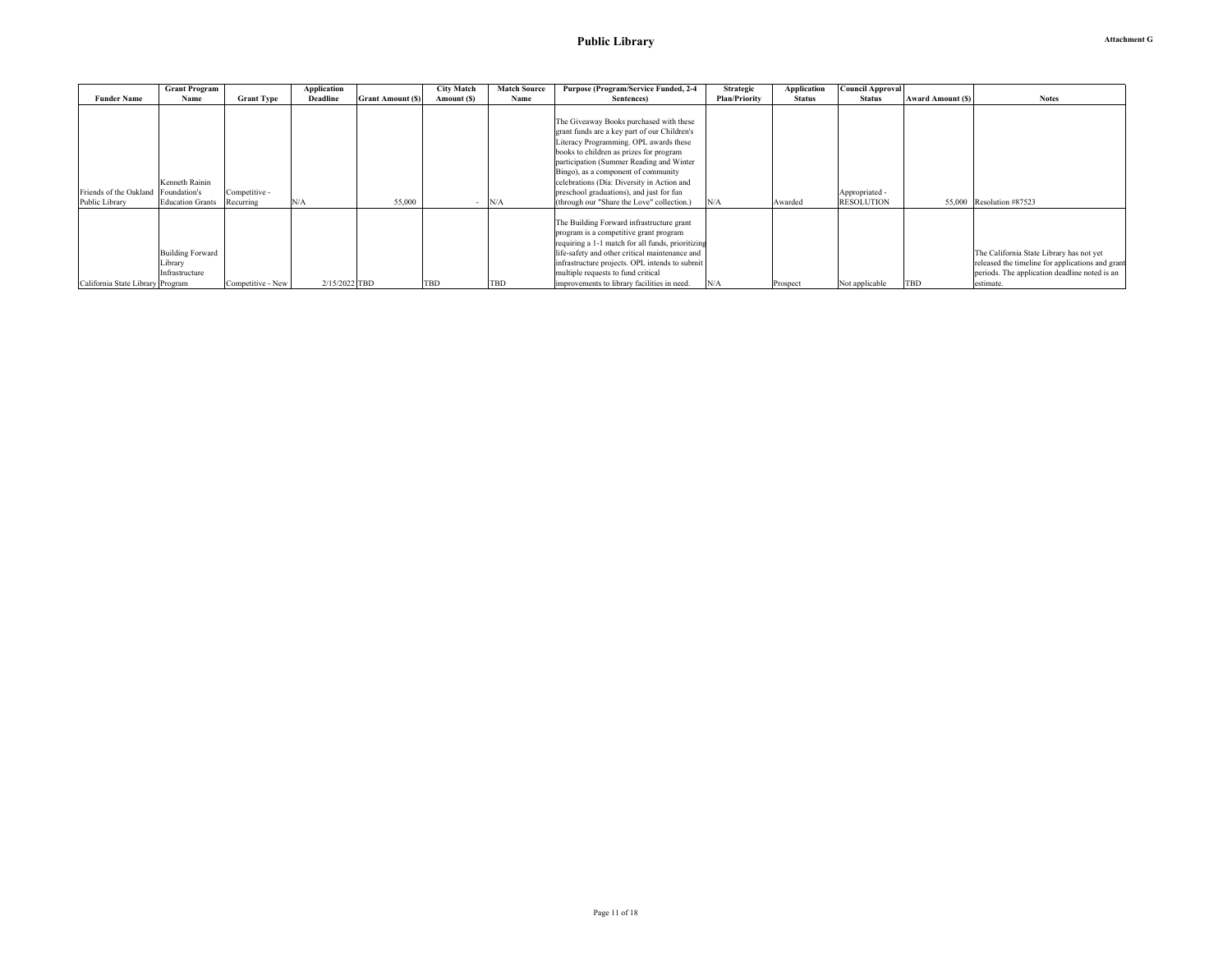# Public Library

**Attachment G**

| Funder Name | Grant Program Name | Grant Type | Application Deadline | Grant Amount ($) | City Match Amount ($) | Match Source Name | Purpose (Program/Service Funded, 2-4 Sentences) | Strategic Plan/Priority | Application Status | Council Approval Status | Award Amount ($) | Notes |
|---|---|---|---|---|---|---|---|---|---|---|---|---|
| Friends of the Oakland Public Library | Kenneth Rainin Foundation's Education Grants | Competitive - Recurring | N/A | 55,000 | - | N/A | The Giveaway Books purchased with these grant funds are a key part of our Children's Literacy Programming. OPL awards these books to children as prizes for program participation (Summer Reading and Winter Bingo), as a component of community celebrations (Día: Diversity in Action and preschool graduations), and just for fun (through our "Share the Love" collection.) | N/A | Awarded | Appropriated - RESOLUTION | 55,000 | Resolution #87523 |
| California State Library | Building Forward Library Infrastructure Program | Competitive - New | 2/15/2022 | TBD | TBD | TBD | The Building Forward infrastructure grant program is a competitive grant program requiring a 1-1 match for all funds, prioritizing life-safety and other critical maintenance and infrastructure projects. OPL intends to submit multiple requests to fund critical improvements to library facilities in need. | N/A | Prospect | Not applicable | TBD | The California State Library has not yet released the timeline for applications and grant periods. The application deadline noted is an estimate. |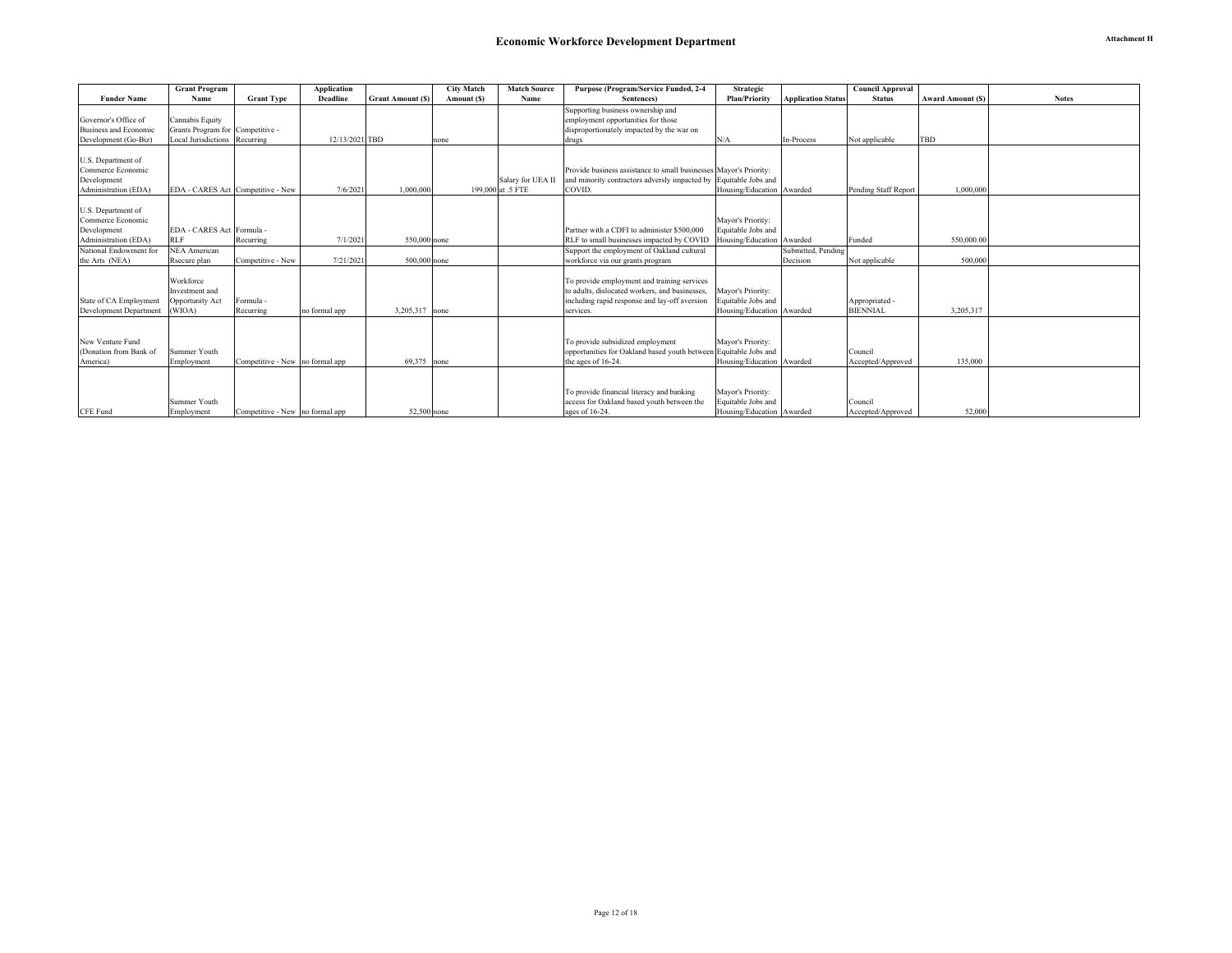Attachment H

# Economic Workforce Development Department

| Funder Name | Grant Program Name | Grant Type | Application Deadline | Grant Amount ($) | City Match Amount ($) | Match Source Name | Purpose (Program/Service Funded, 2-4 Sentences) | Strategic Plan/Priority | Application Status | Council Approval Status | Award Amount ($) | Notes |
|---|---|---|---|---|---|---|---|---|---|---|---|---|
| Governor's Office of Business and Economic Development (Go-Biz) | Cannabis Equity Grants Program for Local Jurisdictions | Competitive - Recurring | 12/13/2021 | TBD | none | | Supporting business ownership and employment opportunities for those disproportionately impacted by the war on drugs | N/A | In-Process | Not applicable | TBD | |
| U.S. Department of Commerce Economic Development Administration (EDA) | EDA - CARES Act | Competitive - New | 7/6/2021 | 1,000,000 | 199,000 | Salary for UEA II at .5 FTE | Provide business assistance to small businesses and minority contractors adversly impacted by COVID. | Mayor's Priority: Equitable Jobs and Housing/Education | Awarded | Pending Staff Report | 1,000,000 | |
| U.S. Department of Commerce Economic Development Administration (EDA) | EDA - CARES Act RLF | Formula - Recurring | 7/1/2021 | 550,000 | none | | Partner with a CDFI to administer $500,000 RLF to small businesses impacted by COVID | Mayor's Priority: Equitable Jobs and Housing/Education | Awarded | Funded | 550,000.00 | |
| National Endowment for the Arts (NEA) | NEA American Rsecure plan | Competitive - New | 7/21/2021 | 500,000 | none | | Support the employment of Oakland cultural workforce via our grants program | | Submitted, Pending Decision | Not applicable | 500,000 | |
| State of CA Employment Development Department | Workforce Investment and Opportunity Act (WIOA) | Formula - Recurring | no formal app | 3,205,317 | none | | To provide employment and training services to adults, dislocated workers, and businesses, including rapid response and lay-off aversion services. | Mayor's Priority: Equitable Jobs and Housing/Education | Awarded | Appropriated - BIENNIAL | 3,205,317 | |
| New Venture Fund (Donation from Bank of America) | Summer Youth Employment | Competitive - New | no formal app | 69,375 | none | | To provide subsidized employment opportunities for Oakland based youth between the ages of 16-24. | Mayor's Priority: Equitable Jobs and Housing/Education | Awarded | Council Accepted/Approved | 135,000 | |
| CFE Fund | Summer Youth Employment | Competitive - New | no formal app | 52,500 | none | | To provide financial literacy and banking access for Oakland based youth between the ages of 16-24. | Mayor's Priority: Equitable Jobs and Housing/Education | Awarded | Council Accepted/Approved | 52,000 | |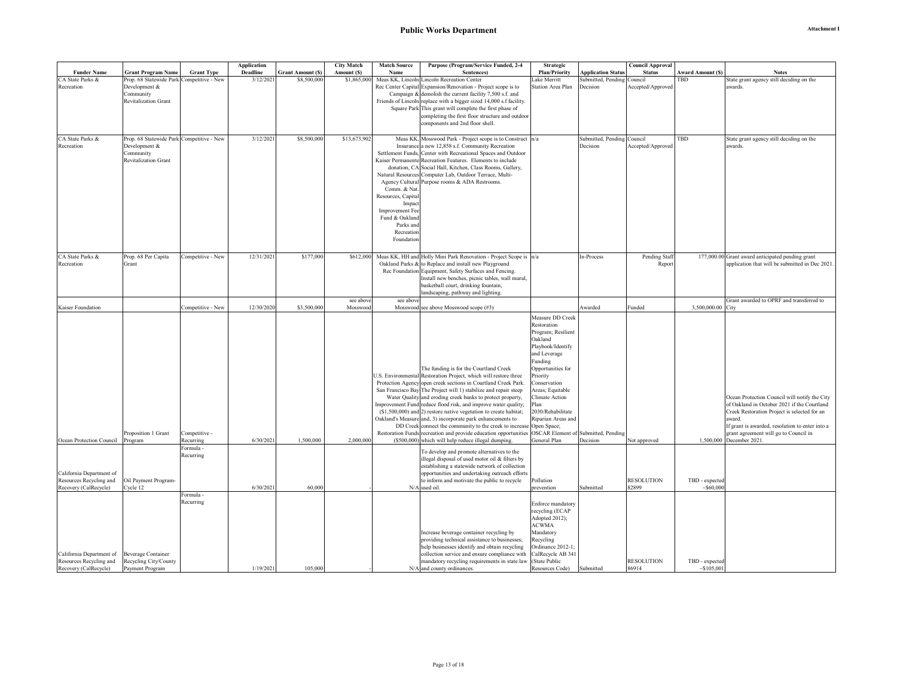# Public Works Department

**Attachment I**

| Funder Name | Grant Program Name | Grant Type | Application Deadline | Grant Amount ($) | City Match Amount ($) | Match Source Name | Purpose (Program/Service Funded, 2-4 Sentences) | Strategic Plan/Priority | Application Status | Council Approval Status | Award Amount ($) | Notes |
|---|---|---|---|---|---|---|---|---|---|---|---|---|
| CA State Parks & Recreation | Prop. 68 Statewide Park Development & Community Revitalization Grant | Competitive - New | 3/12/2021 | $8,500,000 | $1,865,000 | Meas KK, Lincoln Rec Center Capital Campaign & Friends of Lincoln Square Park | Lincoln Recreation Center Expansion/Renovation - Project scope is to demolish the current facility 7,500 s.f. and replace with a bigger sized 14,000 s.f facility. This grant will complete the first phase of completing the first floor structure and outdoor components and 2nd floor shell. | Lake Merritt Station Area Plan | Submitted, Pending Decision | Council Accepted/Approved | TBD | State grant agency still deciding on the awards. |
| CA State Parks & Recreation | Prop. 68 Statewide Park Development & Community Revitalization Grant | Competitive - New | 3/12/2021 | $8,500,000 | $13,673,902 | Meas KK, Insurance Settlement Funds, Kaiser Permanente donation, CA Natural Resources Agency Cultural Comm. & Nat. Resources, Capital Impact Improvement Fee Fund & Oakland Parks and Recreation Foundation | Mosswood Park - Project scope is to Construct a new 12,858 s.f. Community Recreation Center with Recreational Spaces and Outdoor Recreation Features. Elements to include Social Hall, Kitchen, Class Rooms, Gallery, Computer Lab, Outdoor Terrace, Multi-Purpose rooms & ADA Restrooms. | n/a | Submitted, Pending Decision | Council Accepted/Approved | TBD | State grant agency still deciding on the awards. |
| CA State Parks & Recreation | Prop. 68 Per Capita Grant | Competitive - New | 12/31/2021 | $177,000 | $612,000 | Meas KK, HH and Oakland Parks & Rec Foundation | Holly Mini Park Renovation - Project Scope is to Replace and install new Playground Equipment, Safety Surfaces and Fencing. Install new benches, picnic tables, wall mural, basketball court, drinking fountain, landscaping, pathway and lighting. | n/a | In-Process | Pending Staff Report | 177,000.00 | Grant award anticipated pending grant application that will be submitted in Dec 2021. |
| Kaiser Foundation | | Competitive - New | 12/30/2020 | $3,500,000 | see above Mosswood | see above Mosswood | see above Mosswood scope (#3) | | Awarded | Funded | 3,500,000.00 | Grant awarded to OPRF and transferred to City |
| Ocean Protection Council | Proposition 1 Grant Program | Competitive - Recurring | 6/30/2021 | 1,500,000 | 2,000,000 | U.S. Environmental Protection Agency San Francisco Bay Water Quality Improvement Fund ($1,500,000) and Oakland's Measure DD Creek Restoration Funds ($500,000) | The funding is for the Courtland Creek Restoration Project, which will restore three open creek sections in Courtland Creek Park. The Project will 1) stabilize and repair steep and eroding creek banks to protect property, reduce flood risk, and improve water quality; 2) restore native vegetation to create habitat; and, 3) incorporate park enhancements to connect the community to the creek to increase recreation and provide education opportunities which will help reduce illegal dumping. | Measure DD Creek Restoration Program; Resilient Oakland Playbook/Identify and Leverage Funding Opportunities for Priority Conservation Areas; Equitable Climate Action Plan 2030/Rehabilitate Riparian Areas and Open Space; OSCAR Element of General Plan | Submitted, Pending Decision | Not approved | 1,500,000 | Ocean Protection Council will notify the City of Oakland in October 2021 if the Courtland Creek Restoration Project is selected for an award. If grant is awarded, resolution to enter into a grant agreement will go to Council in December 2021. |
| California Department of Resources Recycling and Recovery (CalRecycle) | Oil Payment Program-Cycle 12 | Formula - Recurring | 6/30/2021 | 60,000 | - | N/A | To develop and promote alternatives to the illegal disposal of used motor oil & filters by establishing a statewide network of collection opportunities and undertaking outreach efforts to inform and motivate the public to recycle used oil. | Pollution prevention | Submitted | RESOLUTION 82899 | TBD - expected ~$60,000 | |
| California Department of Resources Recycling and Recovery (CalRecycle) | Beverage Container Recycling City/County Payment Program | Formula - Recurring | 1/19/2021 | 105,000 | - | N/A | Increase beverage container recycling by providing technical assistance to businesses; help businesses identify and obtain recycling collection service and ensure compliance with mandatory recycling requirements in state law and county ordinances. | Enforce mandatory recycling (ECAP Adopted 2012); ACWMA Mandatory Recycling Ordinance 2012-1; CalRecycle AB 341 (State Public Resources Code) | Submitted | RESOLUTION 86914 | TBD - expected ~$105,001 | |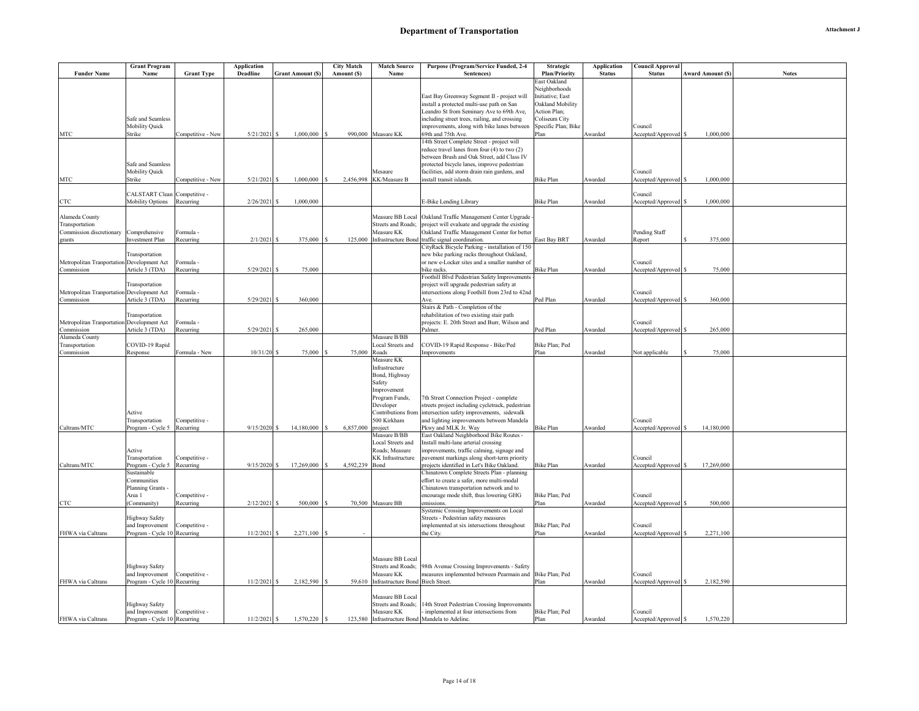# Department of Transportation

Attachment J

| Funder Name | Grant Program Name | Grant Type | Application Deadline | Grant Amount ($) | City Match Amount ($) | Match Source Name | Purpose (Program/Service Funded, 2-4 Sentences) | Strategic Plan/Priority | Application Status | Council Approval Status | Award Amount ($) | Notes |
|---|---|---|---|---|---|---|---|---|---|---|---|---|
| MTC | Safe and Seamless Mobility Quick Strike | Competitive - New | 5/21/2021 | $ 1,000,000 | $ 990,000 | Measure KK | East Bay Greenway Segment II - project will install a protected multi-use path on San Leandro St from Seminary Ave to 69th Ave, including street trees, railing, and crossing improvements, along with bike lanes between 69th and 75th Ave. | East Oakland Neighborhoods Initiative; East Oakland Mobility Action Plan; Coliseum City Specific Plan; Bike Plan | Awarded | Council Accepted/Approved | $ 1,000,000 | |
| MTC | Safe and Seamless Mobility Quick Strike | Competitive - New | 5/21/2021 | $ 1,000,000 | $ 2,456,998 | Mesaure KK/Measure B | 14th Street Complete Street - project will reduce travel lanes from four (4) to two (2) between Brush and Oak Street, add Class IV protected bicycle lanes, improve pedestrian facilities, add storm drain rain gardens, and install transit islands. | Bike Plan | Awarded | Council Accepted/Approved | $ 1,000,000 | |
| CTC | CALSTART Clean Mobility Options | Competitive - Recurring | 2/26/2021 | $ 1,000,000 | | | E-Bike Lending Library | Bike Plan | Awarded | Council Accepted/Approved | $ 1,000,000 | |
| Alameda County Transportation Commission discretionary grants | Comprehensive Investment Plan | Formula - Recurring | 2/1/2021 | $ 375,000 | $ 125,000 | Measure BB Local Streets and Roads; Measure KK Infrastructure Bond | Oakland Traffic Management Center Upgrade - project will evaluate and upgrade the existing Oakland Traffic Management Center for better traffic signal coordination. | East Bay BRT | Awarded | Pending Staff Report | $ 375,000 | |
| Metropolitan Tranportation Commission | Transportation Development Act Article 3 (TDA) | Formula - Recurring | 5/29/2021 | $ 75,000 | | | CityRack Bicycle Parking - installation of 150 new bike parking racks throughout Oakland, or new e-Locker sites and a smaller number of bike racks. | Bike Plan | Awarded | Council Accepted/Approved | $ 75,000 | |
| Metropolitan Tranportation Commission | Transportation Development Act Article 3 (TDA) | Formula - Recurring | 5/29/2021 | $ 360,000 | | | Foothill Blvd Pedestrian Safety Improvements - project will upgrade pedestrian safety at intersections along Foothill from 23rd to 42nd Ave. | Ped Plan | Awarded | Council Accepted/Approved | $ 360,000 | |
| Metropolitan Tranportation Commission | Transportation Development Act Article 3 (TDA) | Formula - Recurring | 5/29/2021 | $ 265,000 | | | Stairs & Path - Completion of the rehabilitation of two existing stair path projects: E. 20th Street and Burr, Wilson and Palmer. | Ped Plan | Awarded | Council Accepted/Approved | $ 265,000 | |
| Alameda County Transportation Commission | COVID-19 Rapid Response | Formula - New | 10/31/20 | $ 75,000 | $ 75,000 | Measure B/BB Local Streets and Roads | COVID-19 Rapid Response - Bike/Ped Improvements | Bike Plan; Ped Plan | Awarded | Not applicable | $ 75,000 | |
| Caltrans/MTC | Active Transportation Program - Cycle 5 | Competitive - Recurring | 9/15/2020 | $ 14,180,000 | $ 6,857,000 | Measure KK Infrastructure Bond, Highway Safety Improvement Program Funds, Developer Contributions from 500 Kirkham project | 7th Street Connection Project - complete streets project including cycletrack, pedestrian intersection safety improvements, sidewalk and lighting improvements between Mandela Pkwy and MLK Jr. Way | Bike Plan | Awarded | Council Accepted/Approved | $ 14,180,000 | |
| Caltrans/MTC | Active Transportation Program - Cycle 5 | Competitive - Recurring | 9/15/2020 | $ 17,269,000 | $ 4,592,239 | Measure B/BB Local Streets and Roads; Measure KK Infrastructure Bond | East Oakland Neighborhood Bike Routes - Install multi-lane arterial crossing improvements, traffic calming, signage and pavement markings along short-term priority projects identified in Let's Bike Oakland. | Bike Plan | Awarded | Council Accepted/Approved | $ 17,269,000 | |
| CTC | Sustainable Communities Planning Grants - Area 1 (Community) | Competitive - Recurring | 2/12/2021 | $ 500,000 | $ 70,500 | Measure BB | Chinatown Complete Streets Plan - planning effort to create a safer, more multi-modal Chinatown transportation network and to encourage mode shift, thus lowering GHG emissions. | Bike Plan; Ped Plan | Awarded | Council Accepted/Approved | $ 500,000 | |
| FHWA via Caltrans | Highway Safety and Improvement Program - Cycle 10 | Competitive - Recurring | 11/2/2021 | $ 2,271,100 | $ - | | Systemic Crossing Improvements on Local Streets - Pedestrian safety measures implemented at six intersections throughout the City. | Bike Plan; Ped Plan | Awarded | Council Accepted/Approved | $ 2,271,100 | |
| FHWA via Caltrans | Highway Safety and Improvement Program - Cycle 10 | Competitive - Recurring | 11/2/2021 | $ 2,182,590 | $ 59,610 | Measure BB Local Streets and Roads; Measure KK Infrastructure Bond | 98th Avenue Crossing Improvements - Safety measures implemented between Pearmain and Birch Street. | Bike Plan; Ped Plan | Awarded | Council Accepted/Approved | $ 2,182,590 | |
| FHWA via Caltrans | Highway Safety and Improvement Program - Cycle 10 | Competitive - Recurring | 11/2/2021 | $ 1,570,220 | $ 123,580 | Measure BB Local Streets and Roads; Measure KK Infrastructure Bond | 14th Street Pedestrian Crossing Improvements - implemented at four intersections from Mandela to Adeline. | Bike Plan; Ped Plan | Awarded | Council Accepted/Approved | $ 1,570,220 | |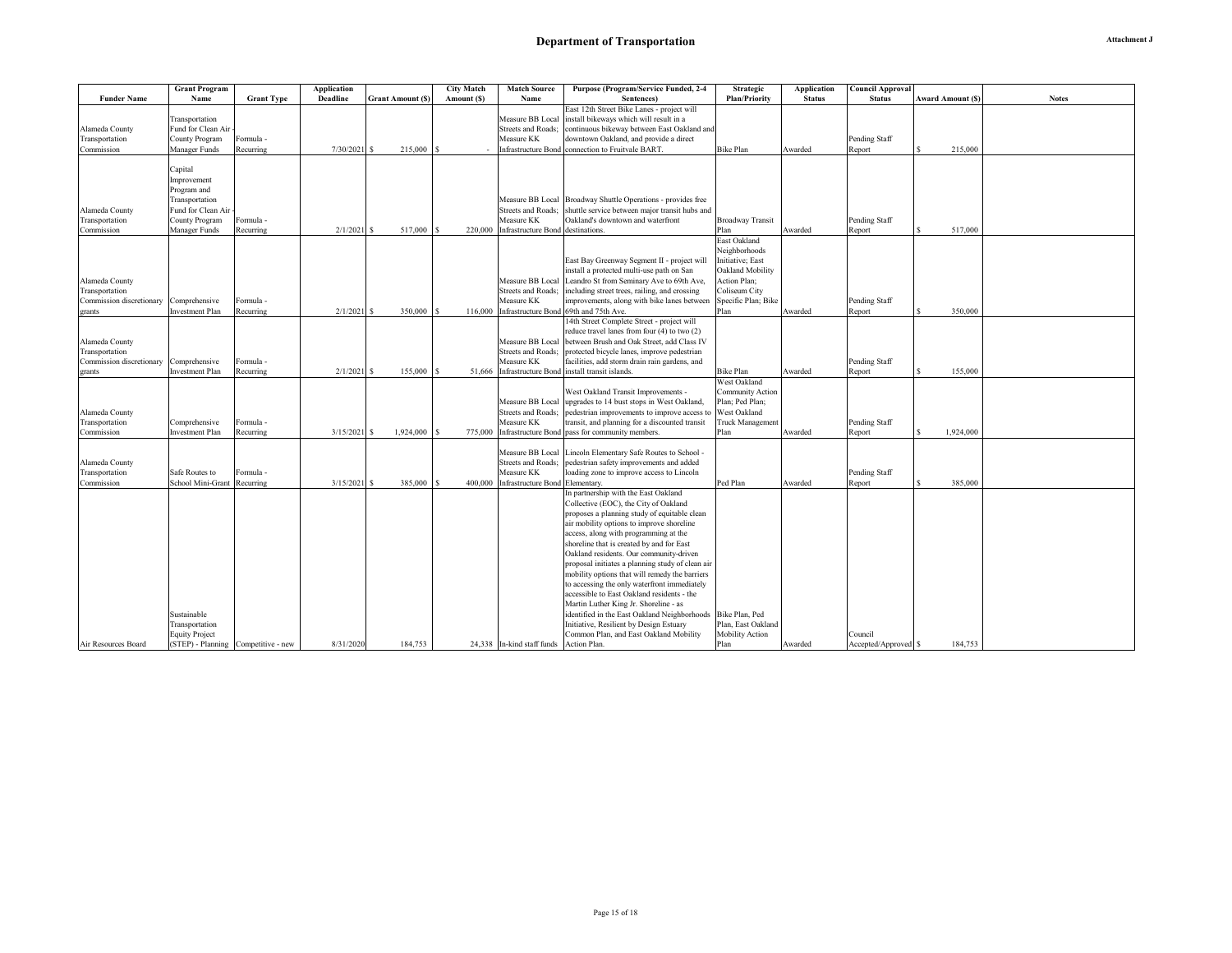# Department of Transportation

Attachment J

| Funder Name | Grant Program Name | Grant Type | Application Deadline | Grant Amount ($) | City Match Amount ($) | Match Source Name | Purpose (Program/Service Funded, 2-4 Sentences) | Strategic Plan/Priority | Application Status | Council Approval Status | Award Amount ($) | Notes |
|---|---|---|---|---|---|---|---|---|---|---|---|---|
| Alameda County Transportation Commission | Transportation Fund for Clean Air - County Program Manager Funds | Formula - Recurring | 7/30/2021 | $ 215,000 | $ - | Measure BB Local Streets and Roads; Measure KK Infrastructure Bond | East 12th Street Bike Lanes - project will install bikeways which will result in a continuous bikeway between East Oakland and downtown Oakland, and provide a direct connection to Fruitvale BART. | Bike Plan | Awarded | Pending Staff Report | $ 215,000 | |
| Alameda County Transportation Commission | Capital Improvement Program and Transportation Fund for Clean Air - County Program Manager Funds | Formula - Recurring | 2/1/2021 | $ 517,000 | $ 220,000 | Measure BB Local Streets and Roads; Measure KK Infrastructure Bond | Broadway Shuttle Operations - provides free shuttle service between major transit hubs and Oakland's downtown and waterfront destinations. | Broadway Transit Plan | Awarded | Pending Staff Report | $ 517,000 | |
| Alameda County Transportation Commission discretionary grants | Comprehensive Investment Plan | Formula - Recurring | 2/1/2021 | $ 350,000 | $ 116,000 | Measure BB Local Streets and Roads; Measure KK Infrastructure Bond | East Bay Greenway Segment II - project will install a protected multi-use path on San Leandro St from Seminary Ave to 69th Ave, including street trees, railing, and crossing improvements, along with bike lanes between 69th and 75th Ave. | East Oakland Neighborhoods Initiative; East Oakland Mobility Action Plan; Coliseum City Specific Plan; Bike Plan | Awarded | Pending Staff Report | $ 350,000 | |
| Alameda County Transportation Commission discretionary grants | Comprehensive Investment Plan | Formula - Recurring | 2/1/2021 | $ 155,000 | $ 51,666 | Measure BB Local Streets and Roads; Measure KK Infrastructure Bond | 14th Street Complete Street - project will reduce travel lanes from four (4) to two (2) between Brush and Oak Street, add Class IV protected bicycle lanes, improve pedestrian facilities, add storm drain rain gardens, and install transit islands. | Bike Plan | Awarded | Pending Staff Report | $ 155,000 | |
| Alameda County Transportation Commission | Comprehensive Investment Plan | Formula - Recurring | 3/15/2021 | $ 1,924,000 | $ 775,000 | Measure BB Local Streets and Roads; Measure KK Infrastructure Bond | West Oakland Transit Improvements - upgrades to 14 bust stops in West Oakland, pedestrian improvements to improve access to transit, and planning for a discounted transit pass for community members. | West Oakland Community Action Plan; Ped Plan; West Oakland Truck Management Plan | Awarded | Pending Staff Report | $ 1,924,000 | |
| Alameda County Transportation Commission | Safe Routes to School Mini-Grant | Formula - Recurring | 3/15/2021 | $ 385,000 | $ 400,000 | Measure BB Local Streets and Roads; Measure KK Infrastructure Bond | Lincoln Elementary Safe Routes to School - pedestrian safety improvements and added loading zone to improve access to Lincoln Elementary. | Ped Plan | Awarded | Pending Staff Report | $ 385,000 | |
| Air Resources Board | Sustainable Transportation Equity Project (STEP) - Planning | Competitive - new | 8/31/2020 | 184,753 | 24,338 | In-kind staff funds | In partnership with the East Oakland Collective (EOC), the City of Oakland proposes a planning study of equitable clean air mobility options to improve shoreline access, along with programming at the shoreline that is created by and for East Oakland residents. Our community-driven proposal initiates a planning study of clean air mobility options that will remedy the barriers to accessing the only waterfront immediately accessible to East Oakland residents - the Martin Luther King Jr. Shoreline - as identified in the East Oakland Neighborhoods Initiative, Resilient by Design Estuary Common Plan, and East Oakland Mobility Action Plan. | Bike Plan, Ped Plan, East Oakland Mobility Action Plan | Awarded | Council Accepted/Approved | $ 184,753 | |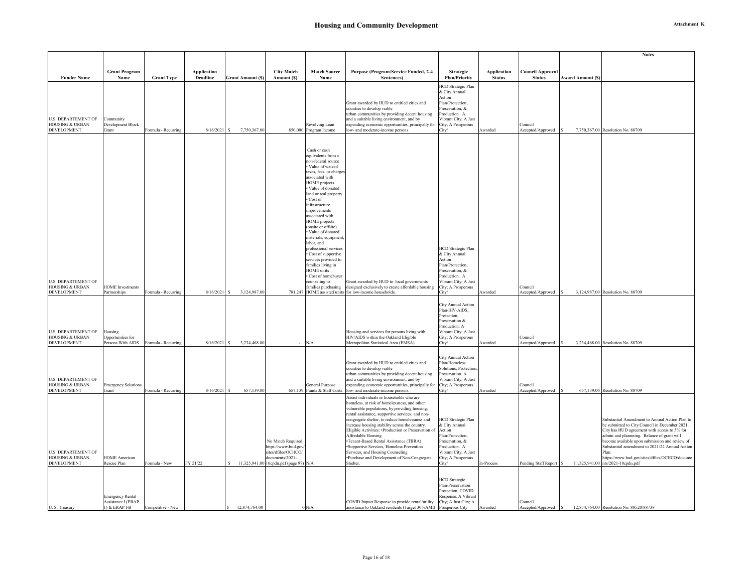# Housing and Community Development

Attachment K

| Funder Name | Grant Program Name | Grant Type | Application Deadline | Grant Amount ($) | City Match Amount ($) | Match Source Name | Purpose (Program/Service Funded, 2-4 Sentences) | Strategic Plan/Priority | Application Status | Council Approval Status | Award Amount ($) | Notes |
|---|---|---|---|---|---|---|---|---|---|---|---|---|
| U.S. DEPARTEMENT OF HOUSING & URBAN DEVELOPMENT | Community Development Block Grant | Formula - Recurring | 8/16/2021 | $ 7,750,367.00 | 850,000 | Revolving Loan Program Income | Grant awarded by HUD to entitled cities and counties to develop viable urban communities by providing decent housing and a suitable living environment, and by expanding economic opportunities, principally for low- and moderate-income persons. | HCD Strategic Plan & City Annual Action Plan/Protection, Preservation, & Production. A Vibrant City; A Just City; A Prosperous City/ | Awarded | Council Accepted/Approved | $ 7,750,367.00 | Resolution No. 88709 |
| U.S. DEPARTEMENT OF HOUSING & URBAN DEVELOPMENT | HOME Investments Partnerships | Formula - Recurring | 8/16/2021 | $ 3,124,987.00 | 781,247 | Cash or cash equivalents from a non-federal source • Value of waived taxes, fees, or charges associated with HOME projects • Value of donated land or real property • Cost of infrastructure improvements associated with HOME projects (onsite or offsite) • Value of donated materials, equipment, labor, and professional services • Cost of supportive services provided to families living in HOME units • Cost of homebuyer counseling to families purchasing HOME assisted units | Grant awarded by HUD to local governments designed exclusively to create affordable housing for low-income households. | HCD Strategic Plan & City Annual Action Plan/Protection, Preservation, & Production. A Vibrant City; A Just City; A Prosperous City/ | Awarded | Council Accepted/Approved | $ 3,124,987.00 | Resolution No. 88709 |
| U.S. DEPARTEMENT OF HOUSING & URBAN DEVELOPMENT | Housing Opportunities for Persons With AIDS | Formula - Recurring | 8/16/2021 | $ 3,234,468.00 | - | N/A | Housing and services for persons living with HIV/AIDS within the Oakland Eligible Metropolitan Statistical Area (EMSA) | City Annual Action Plan/HIV-AIDS, Protection, Preservation & Production. A Vibrant City; A Just City; A Prosperous City/ | Awarded | Council Accepted/Approved | $ 3,234,468.00 | Resolution No. 88709 |
| U.S. DEPARTEMENT OF HOUSING & URBAN DEVELOPMENT | Emergency Solutions Grant | Formula - Recurring | 8/16/2021 | $ 657,139.00 | 657,139 | General Purpose Funds & Staff Costs | Grant awarded by HUD to entitled cities and counties to develop viable urban communities by providing decent housing and a suitable living environment, and by expanding economic opportunities, principally for low- and moderate-income persons. | City Annual Action Plan/Homeless Solutions, Protection, Preservation. A Vibrant City; A Just City; A Prosperous City/ | Awarded | Council Accepted/Approved | $ 657,139.00 | Resolution No. 88709 |
| U.S. DEPARTEMENT OF HOUSING & URBAN DEVELOPMENT | HOME American Rescue Plan | Formula - New | FY 21/22 | $ 11,325,941.00 | No Match Required. https://www.hud.gov/sites/dfiles/OCHCO/documents/2021-10cpdn.pdf (page 97) | N/A | Assist individuals or households who are homeless, at risk of homelessness, and other vulnerable populations, by providing housing, rental assistance, supportive services, and non-congregate shelter, to reduce homelessness and increase housing stability across the country. Eligible Activities: •Production or Preservation of Affordable Housing •Tenant-Based Rental Assistance (TBRA) •Supportive Services, Homeless Prevention Services, and Housing Counseling •Purchase and Development of Non-Congregate Shelter. | HCD Strategic Plan & City Annual Action Plan/Protection, Preservation, & Production. A Vibrant City; A Just City; A Prosperous City/ | In-Process | Pending Staff Report | $ 11,325,941.00 | Substantial Amendment to Annual Action Plan to be submitted to City Council in December 2021. City has HUD agreement with access to 5% for admin and plannning. Balance of grant will become available upon submission and review of Substantial amendment to 2021/22 Annual Action Plan. https://www.hud.gov/sites/dfiles/OCHCO/documents/2021-10cpdn.pdf |
| U. S. Treasury | Emergency Rental Assistance I (ERAP 1) & ERAP I-B | Competitive - New | | $ 12,874,764.00 | 0 | N/A | COVID Impact Response to provide rental/utility assistance to Oakland residents (Target 30%AMI) | HCD Strategic Plan/Preservation Protection. COVID Response. A Vibrant City; A Just City; A Prosperous City | Awarded | Council Accepted/Approved | $ 12,874,764.00 | Resolution No. 88520/88738 |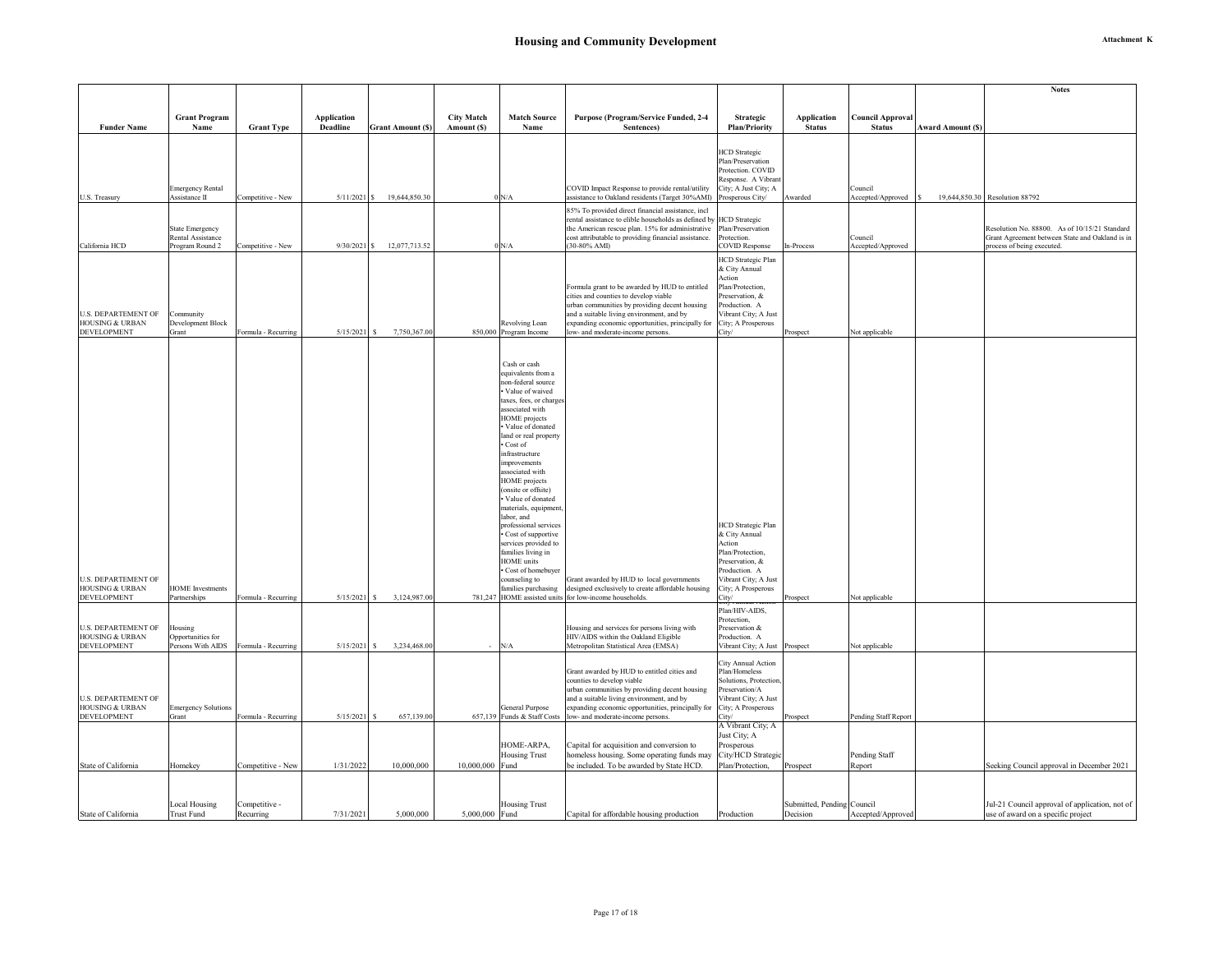# Housing and Community Development

Attachment K

| Funder Name | Grant Program Name | Grant Type | Application Deadline | Grant Amount ($) | City Match Amount ($) | Match Source Name | Purpose (Program/Service Funded, 2-4 Sentences) | Strategic Plan/Priority | Application Status | Council Approval Status | Award Amount ($) | Notes |
|---|---|---|---|---|---|---|---|---|---|---|---|---|
| U.S. Treasury | Emergency Rental Assistance II | Competitive - New | 5/11/2021 | $ 19,644,850.30 | 0 | N/A | COVID Impact Response to provide rental/utility assistance to Oakland residents (Target 30%AMI) | HCD Strategic Plan/Preservation Protection. COVID Response. A Vibrant City; A Just City; A Prosperous City/ | Awarded | Council Accepted/Approved | $ 19,644,850.30 | Resolution 88792 |
| California HCD | State Emergency Rental Assistance Program Round 2 | Competitive - New | 9/30/2021 | $ 12,077,713.52 | 0 | N/A | 85% To provided direct financial assistance, incl rental assistance to elible households as defined by the American rescue plan. 15% for administrative cost attributable to providing financial assistance. (30-80% AMI) | HCD Strategic Plan/Preservation Protection. COVID Response | In-Process | Council Accepted/Approved | | Resolution No. 88800. As of 10/15/21 Standard Grant Agreement between State and Oakland is in process of being executed. |
| U.S. DEPARTEMENT OF HOUSING & URBAN DEVELOPMENT | Community Development Block Grant | Formula - Recurring | 5/15/2021 | $ 7,750,367.00 | 850,000 | Revolving Loan Program Income | Formula grant to be awarded by HUD to entitled cities and counties to develop viable urban communities by providing decent housing and a suitable living environment, and by expanding economic opportunities, principally for low- and moderate-income persons. | HCD Strategic Plan & City Annual Action Plan/Protection, Preservation, & Production. A Vibrant City; A Just City; A Prosperous City/ | Prospect | Not applicable | | |
| U.S. DEPARTEMENT OF HOUSING & URBAN DEVELOPMENT | HOME Investments Partnerships | Formula - Recurring | 5/15/2021 | $ 3,124,987.00 | 781,247 | Cash or cash equivalents from a non-federal source • Value of waived taxes, fees, or charges associated with HOME projects • Value of donated land or real property • Cost of infrastructure improvements associated with HOME projects (onsite or offsite) • Value of donated materials, equipment, labor, and professional services • Cost of supportive services provided to families living in HOME units • Cost of homebuyer counseling to families purchasing HOME assisted units | Grant awarded by HUD to local governments designed exclusively to create affordable housing for low-income households. | HCD Strategic Plan & City Annual Action Plan/Protection, Preservation, & Production. A Vibrant City; A Just City; A Prosperous City/ | Prospect | Not applicable | | |
| U.S. DEPARTEMENT OF HOUSING & URBAN DEVELOPMENT | Housing Opportunities for Persons With AIDS | Formula - Recurring | 5/15/2021 | $ 3,234,468.00 | - | N/A | Housing and services for persons living with HIV/AIDS within the Oakland Eligible Metropolitan Statistical Area (EMSA) | Plan/HIV-AIDS, Protection, Preservation & Production. A Vibrant City; A Just | Prospect | Not applicable | | |
| U.S. DEPARTEMENT OF HOUSING & URBAN DEVELOPMENT | Emergency Solutions Grant | Formula - Recurring | 5/15/2021 | $ 657,139.00 | 657,139 | General Purpose Funds & Staff Costs | Grant awarded by HUD to entitled cities and counties to develop viable urban communities by providing decent housing and a suitable living environment, and by expanding economic opportunities, principally for low- and moderate-income persons. | City Annual Action Plan/Homeless Solutions, Protection, Preservation/A Vibrant City; A Just City; A Prosperous City/ | Prospect | Pending Staff Report | | |
| State of California | Homekey | Competitive - New | 1/31/2022 | 10,000,000 | 10,000,000 | HOME-ARPA, Housing Trust Fund | Capital for acquisition and conversion to homeless housing. Some operating funds may be included. To be awarded by State HCD. | A Vibrant City; A Just City; A Prosperous City/HCD Strategic Plan/Protection, | Prospect | Pending Staff Report | | Seeking Council approval in December 2021 |
| State of California | Local Housing Trust Fund | Competitive - Recurring | 7/31/2021 | 5,000,000 | 5,000,000 | Housing Trust Fund | Capital for affordable housing production | Production | Submitted, Pending Decision | Council Accepted/Approved | | Jul-21 Council approval of application, not of use of award on a specific project |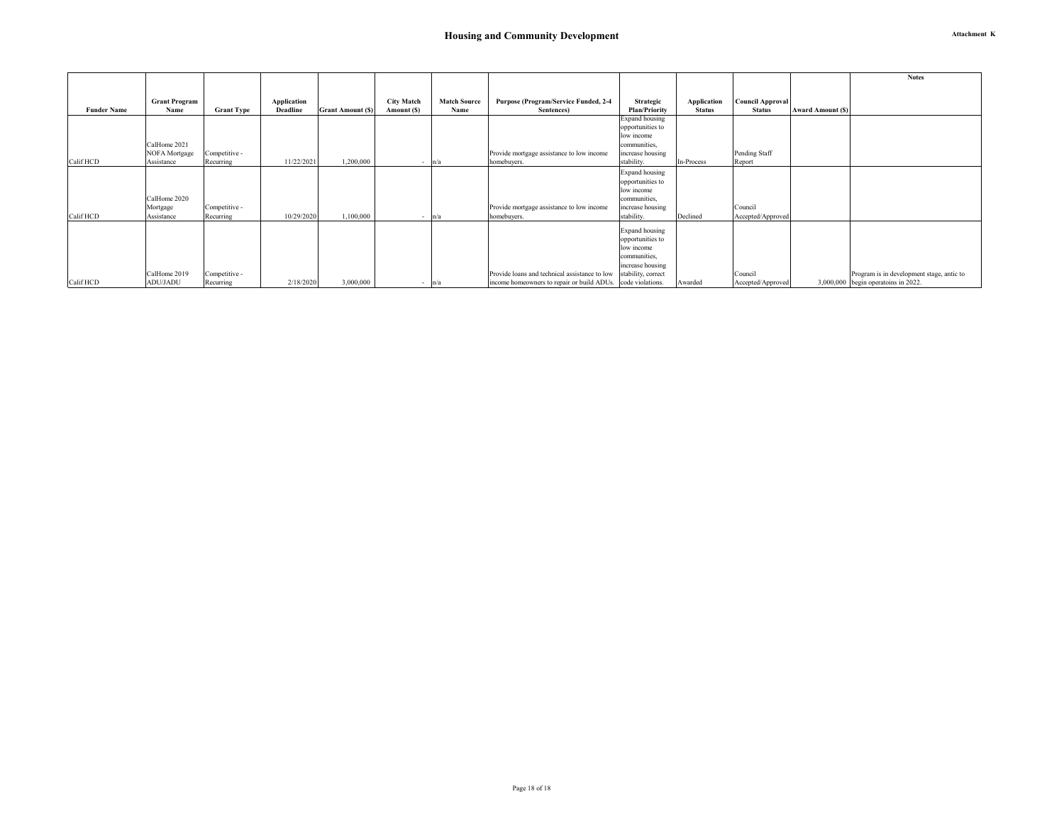# Housing and Community Development

**Attachment K**

| Funder Name | Grant Program Name | Grant Type | Application Deadline | Grant Amount ($) | City Match Amount ($) | Match Source Name | Purpose (Program/Service Funded, 2-4 Sentences) | Strategic Plan/Priority | Application Status | Council Approval Status | Award Amount ($) | Notes |
|---|---|---|---|---|---|---|---|---|---|---|---|---|
| Calif HCD | CalHome 2021 NOFA Mortgage Assistance | Competitive - Recurring | 11/22/2021 | 1,200,000 | - | n/a | Provide mortgage assistance to low income homebuyers. | Expand housing opportunities to low income communities, increase housing stability. | In-Process | Pending Staff Report | | |
| Calif HCD | CalHome 2020 Mortgage Assistance | Competitive - Recurring | 10/29/2020 | 1,100,000 | - | n/a | Provide mortgage assistance to low income homebuyers. | Expand housing opportunities to low income communities, increase housing stability. | Declined | Council Accepted/Approved | | |
| Calif HCD | CalHome 2019 ADU/JADU | Competitive - Recurring | 2/18/2020 | 3,000,000 | - | n/a | Provide loans and technical assistance to low income homeowners to repair or build ADUs. | Expand housing opportunities to low income communities, increase housing stability, correct code violations. | Awarded | Council Accepted/Approved | 3,000,000 | Program is in development stage, antic to begin operatoins in 2022. |